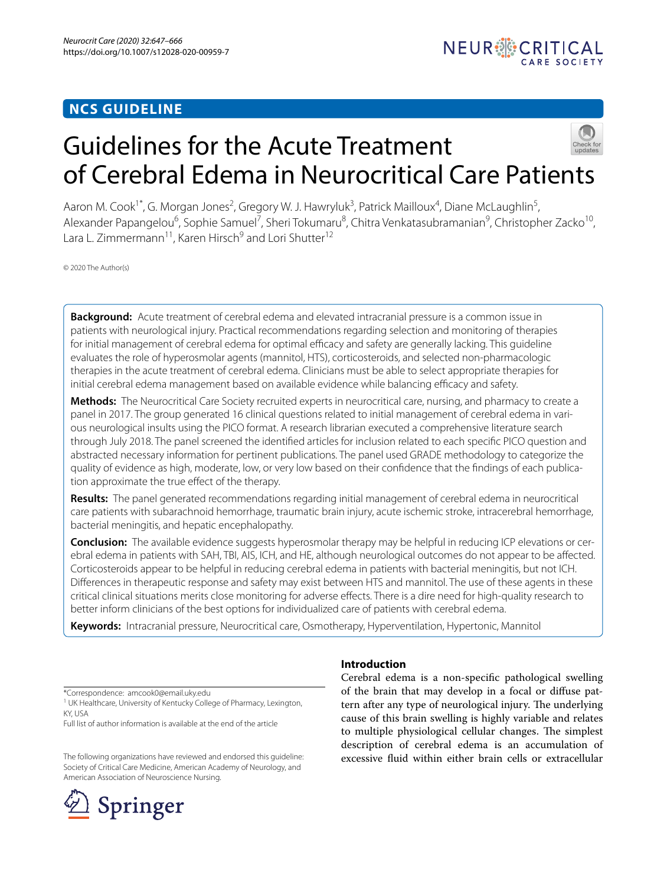NCS GUIDELINE

# Guidelines for the Acute Treatment of Cerebral Edema in Neurocritical Care Patients

Aaron M. Cook[1*], G. Morgan Jones[2], Gregory W. J. Hawryluk[3], Patrick Mailloux[4], Diane McLaughlin[5], Alexander Papangelou[6], Sophie Samuel[7], Sheri Tokumaru[8], Chitra Venkatasubramanian[9], Christopher Zacko[10], Lara L. Zimmermann[11], Karen Hirsch[9] and Lori Shutter[12]

© 2020 The Author(s)

**Background:** Acute treatment of cerebral edema and elevated intracranial pressure is a common issue in patients with neurological injury. Practical recommendations regarding selection and monitoring of therapies for initial management of cerebral edema for optimal efficacy and safety are generally lacking. This guideline evaluates the role of hyperosmolar agents (mannitol, HTS), corticosteroids, and selected non-pharmacologic therapies in the acute treatment of cerebral edema. Clinicians must be able to select appropriate therapies for initial cerebral edema management based on available evidence while balancing efficacy and safety.

**Methods:** The Neurocritical Care Society recruited experts in neurocritical care, nursing, and pharmacy to create a panel in 2017. The group generated 16 clinical questions related to initial management of cerebral edema in various neurological insults using the PICO format. A research librarian executed a comprehensive literature search through July 2018. The panel screened the identified articles for inclusion related to each specific PICO question and abstracted necessary information for pertinent publications. The panel used GRADE methodology to categorize the quality of evidence as high, moderate, low, or very low based on their confidence that the findings of each publication approximate the true effect of the therapy.

**Results:** The panel generated recommendations regarding initial management of cerebral edema in neurocritical care patients with subarachnoid hemorrhage, traumatic brain injury, acute ischemic stroke, intracerebral hemorrhage, bacterial meningitis, and hepatic encephalopathy.

**Conclusion:** The available evidence suggests hyperosmolar therapy may be helpful in reducing ICP elevations or cerebral edema in patients with SAH, TBI, AIS, ICH, and HE, although neurological outcomes do not appear to be affected. Corticosteroids appear to be helpful in reducing cerebral edema in patients with bacterial meningitis, but not ICH. Differences in therapeutic response and safety may exist between HTS and mannitol. The use of these agents in these critical clinical situations merits close monitoring for adverse effects. There is a dire need for high-quality research to better inform clinicians of the best options for individualized care of patients with cerebral edema.

**Keywords:** Intracranial pressure, Neurocritical care, Osmotherapy, Hyperventilation, Hypertonic, Mannitol

*Correspondence: amcook0@email.uky.edu
[1] UK Healthcare, University of Kentucky College of Pharmacy, Lexington, KY, USA
Full list of author information is available at the end of the article

The following organizations have reviewed and endorsed this guideline: Society of Critical Care Medicine, American Academy of Neurology, and American Association of Neuroscience Nursing.

## Introduction

Cerebral edema is a non-specific pathological swelling of the brain that may develop in a focal or diffuse pattern after any type of neurological injury. The underlying cause of this brain swelling is highly variable and relates to multiple physiological cellular changes. The simplest description of cerebral edema is an accumulation of excessive fluid within either brain cells or extracellular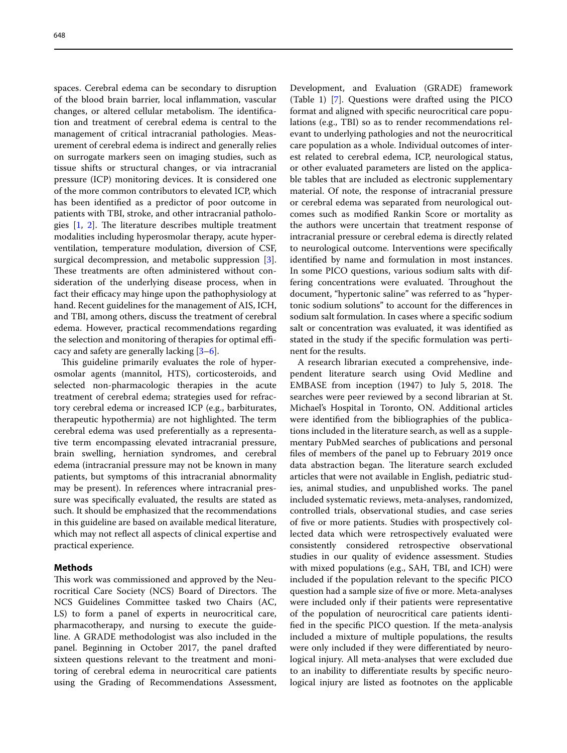spaces. Cerebral edema can be secondary to disruption of the blood brain barrier, local inflammation, vascular changes, or altered cellular metabolism. The identification and treatment of cerebral edema is central to the management of critical intracranial pathologies. Measurement of cerebral edema is indirect and generally relies on surrogate markers seen on imaging studies, such as tissue shifts or structural changes, or via intracranial pressure (ICP) monitoring devices. It is considered one of the more common contributors to elevated ICP, which has been identified as a predictor of poor outcome in patients with TBI, stroke, and other intracranial pathologies [1, 2]. The literature describes multiple treatment modalities including hyperosmolar therapy, acute hyperventilation, temperature modulation, diversion of CSF, surgical decompression, and metabolic suppression [3]. These treatments are often administered without consideration of the underlying disease process, when in fact their efficacy may hinge upon the pathophysiology at hand. Recent guidelines for the management of AIS, ICH, and TBI, among others, discuss the treatment of cerebral edema. However, practical recommendations regarding the selection and monitoring of therapies for optimal efficacy and safety are generally lacking [3–6].

This guideline primarily evaluates the role of hyperosmolar agents (mannitol, HTS), corticosteroids, and selected non-pharmacologic therapies in the acute treatment of cerebral edema; strategies used for refractory cerebral edema or increased ICP (e.g., barbiturates, therapeutic hypothermia) are not highlighted. The term cerebral edema was used preferentially as a representative term encompassing elevated intracranial pressure, brain swelling, herniation syndromes, and cerebral edema (intracranial pressure may not be known in many patients, but symptoms of this intracranial abnormality may be present). In references where intracranial pressure was specifically evaluated, the results are stated as such. It should be emphasized that the recommendations in this guideline are based on available medical literature, which may not reflect all aspects of clinical expertise and practical experience.

## Methods

This work was commissioned and approved by the Neurocritical Care Society (NCS) Board of Directors. The NCS Guidelines Committee tasked two Chairs (AC, LS) to form a panel of experts in neurocritical care, pharmacotherapy, and nursing to execute the guideline. A GRADE methodologist was also included in the panel. Beginning in October 2017, the panel drafted sixteen questions relevant to the treatment and monitoring of cerebral edema in neurocritical care patients using the Grading of Recommendations Assessment, Development, and Evaluation (GRADE) framework (Table 1) [7]. Questions were drafted using the PICO format and aligned with specific neurocritical care populations (e.g., TBI) so as to render recommendations relevant to underlying pathologies and not the neurocritical care population as a whole. Individual outcomes of interest related to cerebral edema, ICP, neurological status, or other evaluated parameters are listed on the applicable tables that are included as electronic supplementary material. Of note, the response of intracranial pressure or cerebral edema was separated from neurological outcomes such as modified Rankin Score or mortality as the authors were uncertain that treatment response of intracranial pressure or cerebral edema is directly related to neurological outcome. Interventions were specifically identified by name and formulation in most instances. In some PICO questions, various sodium salts with differing concentrations were evaluated. Throughout the document, "hypertonic saline" was referred to as "hypertonic sodium solutions" to account for the differences in sodium salt formulation. In cases where a specific sodium salt or concentration was evaluated, it was identified as stated in the study if the specific formulation was pertinent for the results.

A research librarian executed a comprehensive, independent literature search using Ovid Medline and EMBASE from inception (1947) to July 5, 2018. The searches were peer reviewed by a second librarian at St. Michael's Hospital in Toronto, ON. Additional articles were identified from the bibliographies of the publications included in the literature search, as well as a supplementary PubMed searches of publications and personal files of members of the panel up to February 2019 once data abstraction began. The literature search excluded articles that were not available in English, pediatric studies, animal studies, and unpublished works. The panel included systematic reviews, meta-analyses, randomized, controlled trials, observational studies, and case series of five or more patients. Studies with prospectively collected data which were retrospectively evaluated were consistently considered retrospective observational studies in our quality of evidence assessment. Studies with mixed populations (e.g., SAH, TBI, and ICH) were included if the population relevant to the specific PICO question had a sample size of five or more. Meta-analyses were included only if their patients were representative of the population of neurocritical care patients identified in the specific PICO question. If the meta-analysis included a mixture of multiple populations, the results were only included if they were differentiated by neurological injury. All meta-analyses that were excluded due to an inability to differentiate results by specific neurological injury are listed as footnotes on the applicable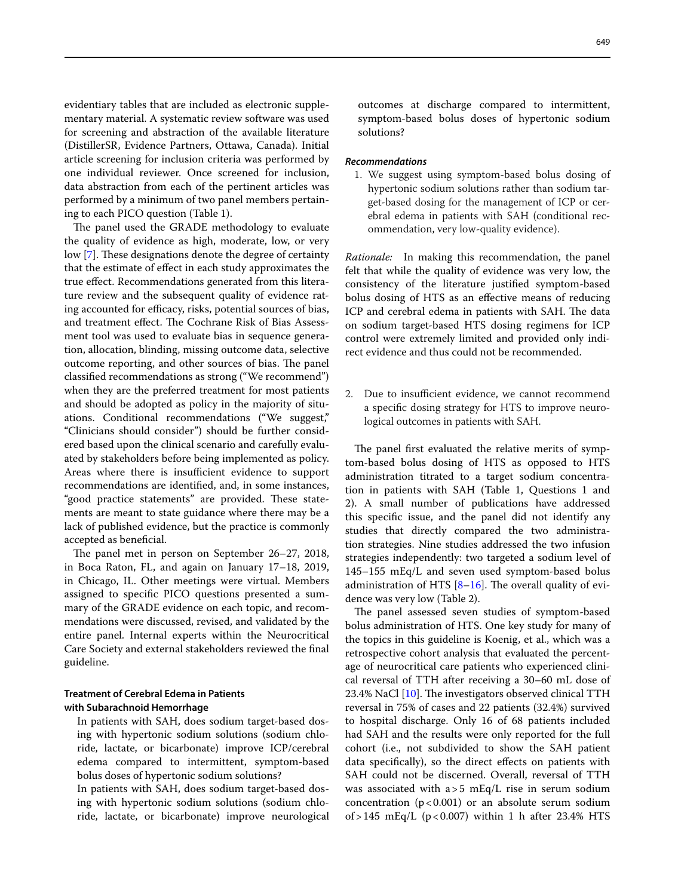evidentiary tables that are included as electronic supplementary material. A systematic review software was used for screening and abstraction of the available literature (DistillerSR, Evidence Partners, Ottawa, Canada). Initial article screening for inclusion criteria was performed by one individual reviewer. Once screened for inclusion, data abstraction from each of the pertinent articles was performed by a minimum of two panel members pertaining to each PICO question (Table 1).

The panel used the GRADE methodology to evaluate the quality of evidence as high, moderate, low, or very low [7]. These designations denote the degree of certainty that the estimate of effect in each study approximates the true effect. Recommendations generated from this literature review and the subsequent quality of evidence rating accounted for efficacy, risks, potential sources of bias, and treatment effect. The Cochrane Risk of Bias Assessment tool was used to evaluate bias in sequence generation, allocation, blinding, missing outcome data, selective outcome reporting, and other sources of bias. The panel classified recommendations as strong ("We recommend") when they are the preferred treatment for most patients and should be adopted as policy in the majority of situations. Conditional recommendations ("We suggest," "Clinicians should consider") should be further considered based upon the clinical scenario and carefully evaluated by stakeholders before being implemented as policy. Areas where there is insufficient evidence to support recommendations are identified, and, in some instances, "good practice statements" are provided. These statements are meant to state guidance where there may be a lack of published evidence, but the practice is commonly accepted as beneficial.

The panel met in person on September 26–27, 2018, in Boca Raton, FL, and again on January 17–18, 2019, in Chicago, IL. Other meetings were virtual. Members assigned to specific PICO questions presented a summary of the GRADE evidence on each topic, and recommendations were discussed, revised, and validated by the entire panel. Internal experts within the Neurocritical Care Society and external stakeholders reviewed the final guideline.

## Treatment of Cerebral Edema in Patients with Subarachnoid Hemorrhage

In patients with SAH, does sodium target-based dosing with hypertonic sodium solutions (sodium chloride, lactate, or bicarbonate) improve ICP/cerebral edema compared to intermittent, symptom-based bolus doses of hypertonic sodium solutions?

In patients with SAH, does sodium target-based dosing with hypertonic sodium solutions (sodium chloride, lactate, or bicarbonate) improve neurological outcomes at discharge compared to intermittent, symptom-based bolus doses of hypertonic sodium solutions?

### *Recommendations*

1. We suggest using symptom-based bolus dosing of hypertonic sodium solutions rather than sodium target-based dosing for the management of ICP or cerebral edema in patients with SAH (conditional recommendation, very low-quality evidence).

*Rationale:* In making this recommendation, the panel felt that while the quality of evidence was very low, the consistency of the literature justified symptom-based bolus dosing of HTS as an effective means of reducing ICP and cerebral edema in patients with SAH. The data on sodium target-based HTS dosing regimens for ICP control were extremely limited and provided only indirect evidence and thus could not be recommended.

2. Due to insufficient evidence, we cannot recommend a specific dosing strategy for HTS to improve neurological outcomes in patients with SAH.

The panel first evaluated the relative merits of symptom-based bolus dosing of HTS as opposed to HTS administration titrated to a target sodium concentration in patients with SAH (Table 1, Questions 1 and 2). A small number of publications have addressed this specific issue, and the panel did not identify any studies that directly compared the two administration strategies. Nine studies addressed the two infusion strategies independently: two targeted a sodium level of 145–155 mEq/L and seven used symptom-based bolus administration of HTS [8–16]. The overall quality of evidence was very low (Table 2).

The panel assessed seven studies of symptom-based bolus administration of HTS. One key study for many of the topics in this guideline is Koenig, et al., which was a retrospective cohort analysis that evaluated the percentage of neurocritical care patients who experienced clinical reversal of TTH after receiving a 30–60 mL dose of 23.4% NaCl [10]. The investigators observed clinical TTH reversal in 75% of cases and 22 patients (32.4%) survived to hospital discharge. Only 16 of 68 patients included had SAH and the results were only reported for the full cohort (i.e., not subdivided to show the SAH patient data specifically), so the direct effects on patients with SAH could not be discerned. Overall, reversal of TTH was associated with a > 5 mEq/L rise in serum sodium concentration ($p < 0.001$) or an absolute serum sodium of > 145 mEq/L ($p < 0.007$) within 1 h after 23.4% HTS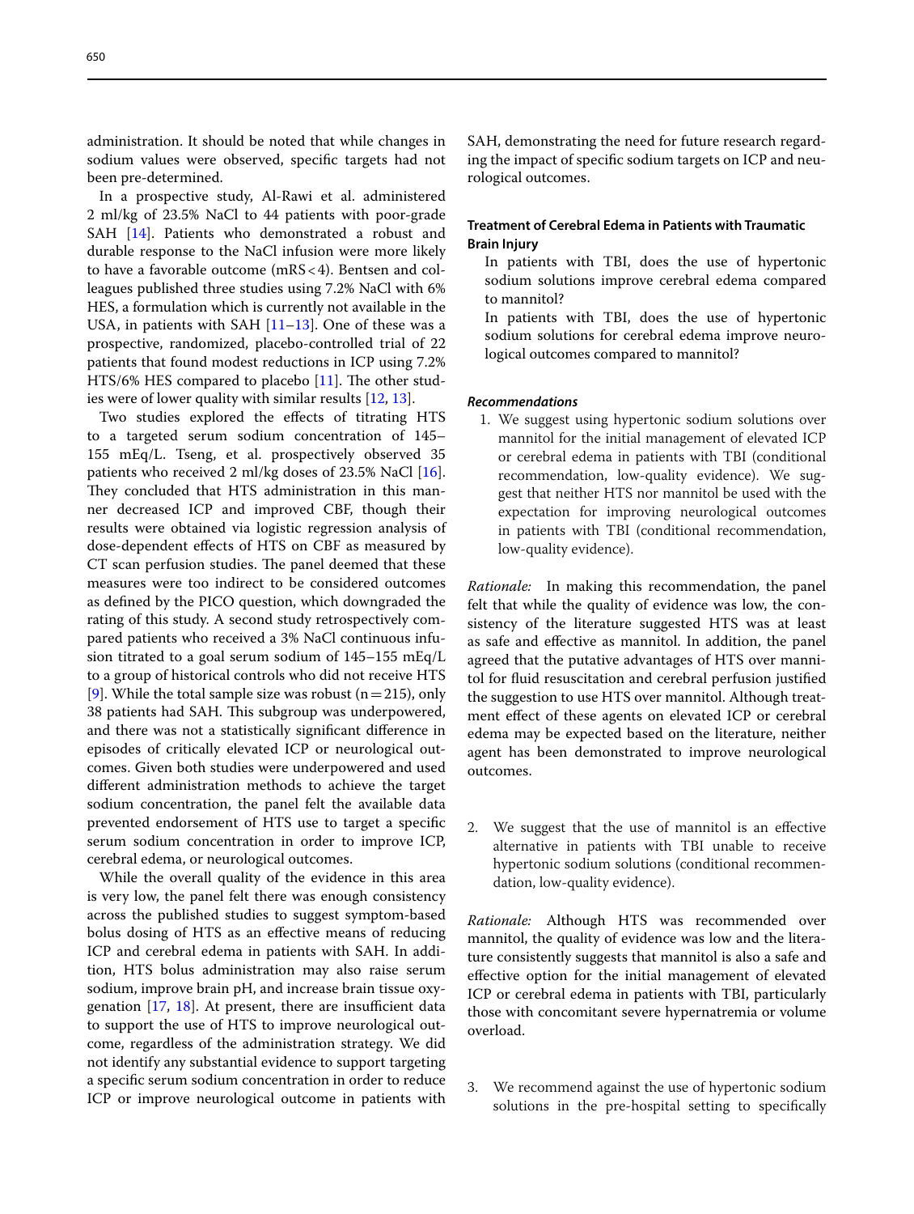administration. It should be noted that while changes in sodium values were observed, specific targets had not been pre-determined.

In a prospective study, Al-Rawi et al. administered 2 ml/kg of 23.5% NaCl to 44 patients with poor-grade SAH [14]. Patients who demonstrated a robust and durable response to the NaCl infusion were more likely to have a favorable outcome (mRS < 4). Bentsen and colleagues published three studies using 7.2% NaCl with 6% HES, a formulation which is currently not available in the USA, in patients with SAH [11–13]. One of these was a prospective, randomized, placebo-controlled trial of 22 patients that found modest reductions in ICP using 7.2% HTS/6% HES compared to placebo [11]. The other studies were of lower quality with similar results [12, 13].

Two studies explored the effects of titrating HTS to a targeted serum sodium concentration of 145–155 mEq/L. Tseng, et al. prospectively observed 35 patients who received 2 ml/kg doses of 23.5% NaCl [16]. They concluded that HTS administration in this manner decreased ICP and improved CBF, though their results were obtained via logistic regression analysis of dose-dependent effects of HTS on CBF as measured by CT scan perfusion studies. The panel deemed that these measures were too indirect to be considered outcomes as defined by the PICO question, which downgraded the rating of this study. A second study retrospectively compared patients who received a 3% NaCl continuous infusion titrated to a goal serum sodium of 145–155 mEq/L to a group of historical controls who did not receive HTS [9]. While the total sample size was robust (n = 215), only 38 patients had SAH. This subgroup was underpowered, and there was not a statistically significant difference in episodes of critically elevated ICP or neurological outcomes. Given both studies were underpowered and used different administration methods to achieve the target sodium concentration, the panel felt the available data prevented endorsement of HTS use to target a specific serum sodium concentration in order to improve ICP, cerebral edema, or neurological outcomes.

While the overall quality of the evidence in this area is very low, the panel felt there was enough consistency across the published studies to suggest symptom-based bolus dosing of HTS as an effective means of reducing ICP and cerebral edema in patients with SAH. In addition, HTS bolus administration may also raise serum sodium, improve brain pH, and increase brain tissue oxygenation [17, 18]. At present, there are insufficient data to support the use of HTS to improve neurological outcome, regardless of the administration strategy. We did not identify any substantial evidence to support targeting a specific serum sodium concentration in order to reduce ICP or improve neurological outcome in patients with SAH, demonstrating the need for future research regarding the impact of specific sodium targets on ICP and neurological outcomes.

### Treatment of Cerebral Edema in Patients with Traumatic Brain Injury

In patients with TBI, does the use of hypertonic sodium solutions improve cerebral edema compared to mannitol?

In patients with TBI, does the use of hypertonic sodium solutions for cerebral edema improve neurological outcomes compared to mannitol?

#### *Recommendations*

1. We suggest using hypertonic sodium solutions over mannitol for the initial management of elevated ICP or cerebral edema in patients with TBI (conditional recommendation, low-quality evidence). We suggest that neither HTS nor mannitol be used with the expectation for improving neurological outcomes in patients with TBI (conditional recommendation, low-quality evidence).

*Rationale:* In making this recommendation, the panel felt that while the quality of evidence was low, the consistency of the literature suggested HTS was at least as safe and effective as mannitol. In addition, the panel agreed that the putative advantages of HTS over mannitol for fluid resuscitation and cerebral perfusion justified the suggestion to use HTS over mannitol. Although treatment effect of these agents on elevated ICP or cerebral edema may be expected based on the literature, neither agent has been demonstrated to improve neurological outcomes.

2. We suggest that the use of mannitol is an effective alternative in patients with TBI unable to receive hypertonic sodium solutions (conditional recommendation, low-quality evidence).

*Rationale:* Although HTS was recommended over mannitol, the quality of evidence was low and the literature consistently suggests that mannitol is also a safe and effective option for the initial management of elevated ICP or cerebral edema in patients with TBI, particularly those with concomitant severe hypernatremia or volume overload.

3. We recommend against the use of hypertonic sodium solutions in the pre-hospital setting to specifically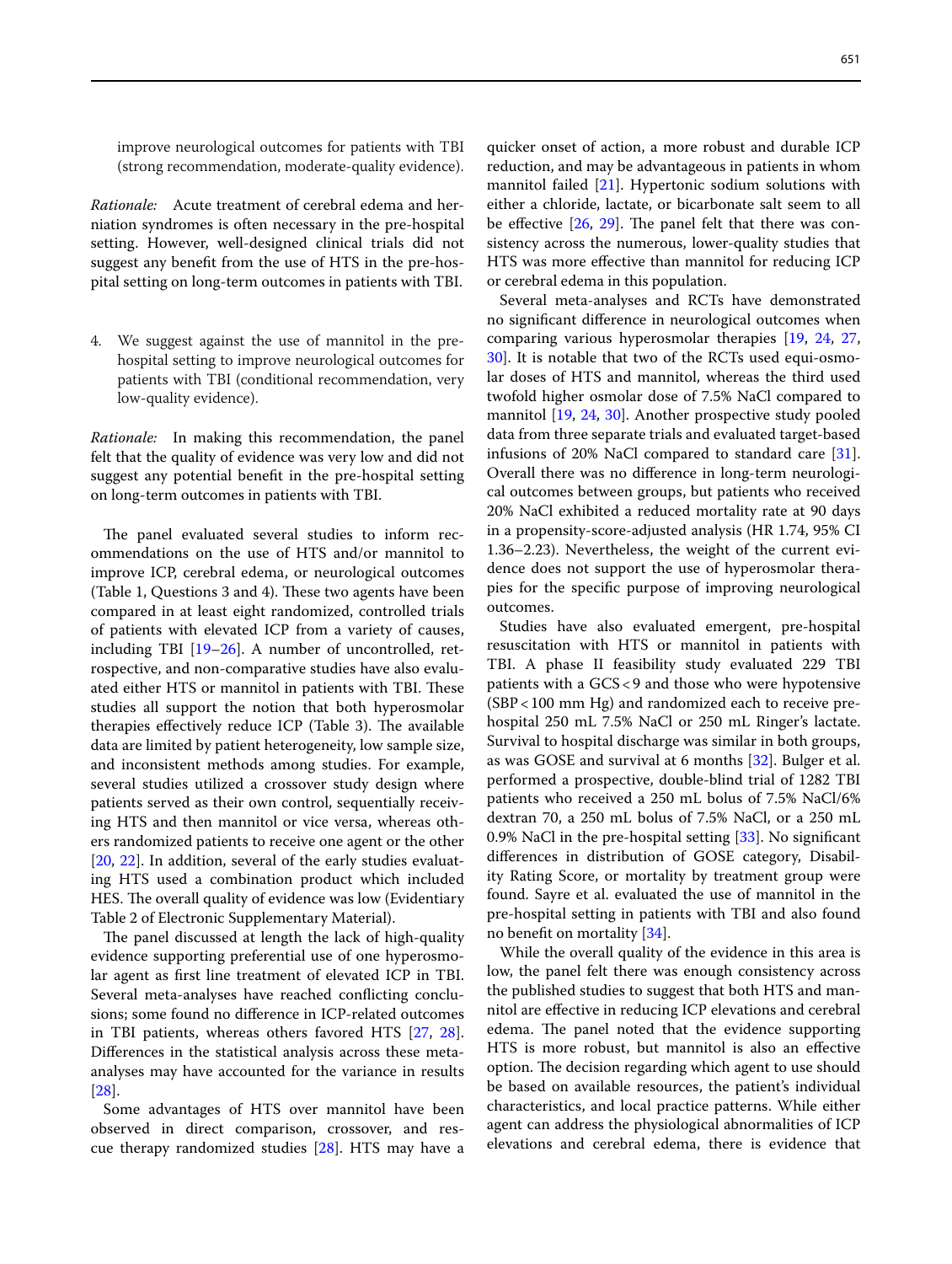improve neurological outcomes for patients with TBI (strong recommendation, moderate-quality evidence).

*Rationale:* Acute treatment of cerebral edema and herniation syndromes is often necessary in the pre-hospital setting. However, well-designed clinical trials did not suggest any benefit from the use of HTS in the pre-hospital setting on long-term outcomes in patients with TBI.

4. We suggest against the use of mannitol in the pre-hospital setting to improve neurological outcomes for patients with TBI (conditional recommendation, very low-quality evidence).

*Rationale:* In making this recommendation, the panel felt that the quality of evidence was very low and did not suggest any potential benefit in the pre-hospital setting on long-term outcomes in patients with TBI.

The panel evaluated several studies to inform recommendations on the use of HTS and/or mannitol to improve ICP, cerebral edema, or neurological outcomes (Table 1, Questions 3 and 4). These two agents have been compared in at least eight randomized, controlled trials of patients with elevated ICP from a variety of causes, including TBI [19–26]. A number of uncontrolled, retrospective, and non-comparative studies have also evaluated either HTS or mannitol in patients with TBI. These studies all support the notion that both hyperosmolar therapies effectively reduce ICP (Table 3). The available data are limited by patient heterogeneity, low sample size, and inconsistent methods among studies. For example, several studies utilized a crossover study design where patients served as their own control, sequentially receiving HTS and then mannitol or vice versa, whereas others randomized patients to receive one agent or the other [20, 22]. In addition, several of the early studies evaluating HTS used a combination product which included HES. The overall quality of evidence was low (Evidentiary Table 2 of Electronic Supplementary Material).

The panel discussed at length the lack of high-quality evidence supporting preferential use of one hyperosmolar agent as first line treatment of elevated ICP in TBI. Several meta-analyses have reached conflicting conclusions; some found no difference in ICP-related outcomes in TBI patients, whereas others favored HTS [27, 28]. Differences in the statistical analysis across these meta-analyses may have accounted for the variance in results [28].

Some advantages of HTS over mannitol have been observed in direct comparison, crossover, and rescue therapy randomized studies [28]. HTS may have a quicker onset of action, a more robust and durable ICP reduction, and may be advantageous in patients in whom mannitol failed [21]. Hypertonic sodium solutions with either a chloride, lactate, or bicarbonate salt seem to all be effective [26, 29]. The panel felt that there was consistency across the numerous, lower-quality studies that HTS was more effective than mannitol for reducing ICP or cerebral edema in this population.

Several meta-analyses and RCTs have demonstrated no significant difference in neurological outcomes when comparing various hyperosmolar therapies [19, 24, 27, 30]. It is notable that two of the RCTs used equi-osmolar doses of HTS and mannitol, whereas the third used twofold higher osmolar dose of 7.5% NaCl compared to mannitol [19, 24, 30]. Another prospective study pooled data from three separate trials and evaluated target-based infusions of 20% NaCl compared to standard care [31]. Overall there was no difference in long-term neurological outcomes between groups, but patients who received 20% NaCl exhibited a reduced mortality rate at 90 days in a propensity-score-adjusted analysis (HR 1.74, 95% CI 1.36–2.23). Nevertheless, the weight of the current evidence does not support the use of hyperosmolar therapies for the specific purpose of improving neurological outcomes.

Studies have also evaluated emergent, pre-hospital resuscitation with HTS or mannitol in patients with TBI. A phase II feasibility study evaluated 229 TBI patients with a GCS < 9 and those who were hypotensive (SBP < 100 mm Hg) and randomized each to receive pre-hospital 250 mL 7.5% NaCl or 250 mL Ringer's lactate. Survival to hospital discharge was similar in both groups, as was GOSE and survival at 6 months [32]. Bulger et al. performed a prospective, double-blind trial of 1282 TBI patients who received a 250 mL bolus of 7.5% NaCl/6% dextran 70, a 250 mL bolus of 7.5% NaCl, or a 250 mL 0.9% NaCl in the pre-hospital setting [33]. No significant differences in distribution of GOSE category, Disability Rating Score, or mortality by treatment group were found. Sayre et al. evaluated the use of mannitol in the pre-hospital setting in patients with TBI and also found no benefit on mortality [34].

While the overall quality of the evidence in this area is low, the panel felt there was enough consistency across the published studies to suggest that both HTS and mannitol are effective in reducing ICP elevations and cerebral edema. The panel noted that the evidence supporting HTS is more robust, but mannitol is also an effective option. The decision regarding which agent to use should be based on available resources, the patient's individual characteristics, and local practice patterns. While either agent can address the physiological abnormalities of ICP elevations and cerebral edema, there is evidence that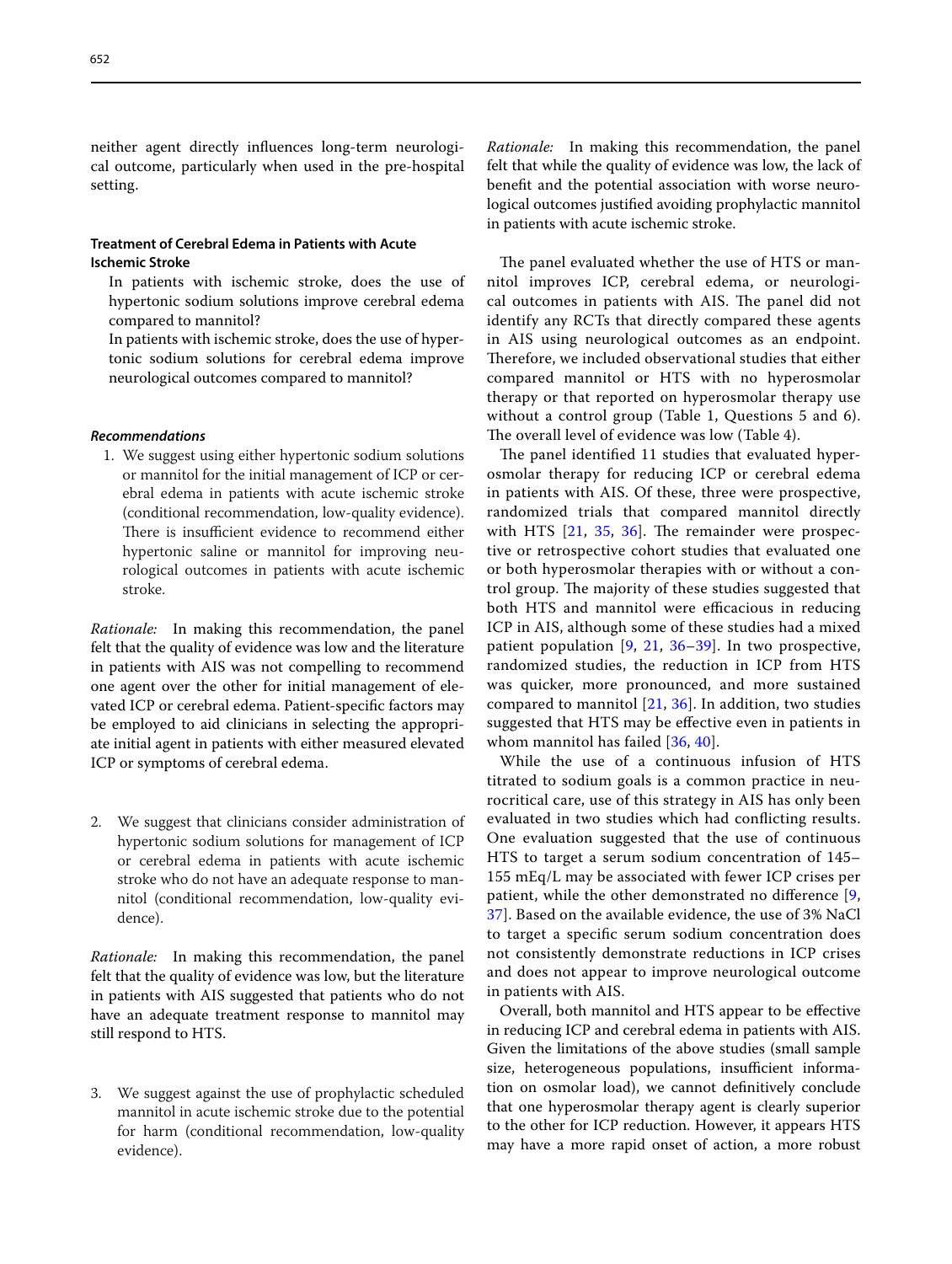neither agent directly influences long-term neurological outcome, particularly when used in the pre-hospital setting.

### Treatment of Cerebral Edema in Patients with Acute Ischemic Stroke

In patients with ischemic stroke, does the use of hypertonic sodium solutions improve cerebral edema compared to mannitol?

In patients with ischemic stroke, does the use of hypertonic sodium solutions for cerebral edema improve neurological outcomes compared to mannitol?

#### *Recommendations*

1. We suggest using either hypertonic sodium solutions or mannitol for the initial management of ICP or cerebral edema in patients with acute ischemic stroke (conditional recommendation, low-quality evidence). There is insufficient evidence to recommend either hypertonic saline or mannitol for improving neurological outcomes in patients with acute ischemic stroke.

*Rationale:* In making this recommendation, the panel felt that the quality of evidence was low and the literature in patients with AIS was not compelling to recommend one agent over the other for initial management of elevated ICP or cerebral edema. Patient-specific factors may be employed to aid clinicians in selecting the appropriate initial agent in patients with either measured elevated ICP or symptoms of cerebral edema.

2. We suggest that clinicians consider administration of hypertonic sodium solutions for management of ICP or cerebral edema in patients with acute ischemic stroke who do not have an adequate response to mannitol (conditional recommendation, low-quality evidence).

*Rationale:* In making this recommendation, the panel felt that the quality of evidence was low, but the literature in patients with AIS suggested that patients who do not have an adequate treatment response to mannitol may still respond to HTS.

3. We suggest against the use of prophylactic scheduled mannitol in acute ischemic stroke due to the potential for harm (conditional recommendation, low-quality evidence).

*Rationale:* In making this recommendation, the panel felt that while the quality of evidence was low, the lack of benefit and the potential association with worse neurological outcomes justified avoiding prophylactic mannitol in patients with acute ischemic stroke.

The panel evaluated whether the use of HTS or mannitol improves ICP, cerebral edema, or neurological outcomes in patients with AIS. The panel did not identify any RCTs that directly compared these agents in AIS using neurological outcomes as an endpoint. Therefore, we included observational studies that either compared mannitol or HTS with no hyperosmolar therapy or that reported on hyperosmolar therapy use without a control group (Table 1, Questions 5 and 6). The overall level of evidence was low (Table 4).

The panel identified 11 studies that evaluated hyperosmolar therapy for reducing ICP or cerebral edema in patients with AIS. Of these, three were prospective, randomized trials that compared mannitol directly with HTS [21, 35, 36]. The remainder were prospective or retrospective cohort studies that evaluated one or both hyperosmolar therapies with or without a control group. The majority of these studies suggested that both HTS and mannitol were efficacious in reducing ICP in AIS, although some of these studies had a mixed patient population [9, 21, 36–39]. In two prospective, randomized studies, the reduction in ICP from HTS was quicker, more pronounced, and more sustained compared to mannitol [21, 36]. In addition, two studies suggested that HTS may be effective even in patients in whom mannitol has failed [36, 40].

While the use of a continuous infusion of HTS titrated to sodium goals is a common practice in neurocritical care, use of this strategy in AIS has only been evaluated in two studies which had conflicting results. One evaluation suggested that the use of continuous HTS to target a serum sodium concentration of 145–155 mEq/L may be associated with fewer ICP crises per patient, while the other demonstrated no difference [9, 37]. Based on the available evidence, the use of 3% NaCl to target a specific serum sodium concentration does not consistently demonstrate reductions in ICP crises and does not appear to improve neurological outcome in patients with AIS.

Overall, both mannitol and HTS appear to be effective in reducing ICP and cerebral edema in patients with AIS. Given the limitations of the above studies (small sample size, heterogeneous populations, insufficient information on osmolar load), we cannot definitively conclude that one hyperosmolar therapy agent is clearly superior to the other for ICP reduction. However, it appears HTS may have a more rapid onset of action, a more robust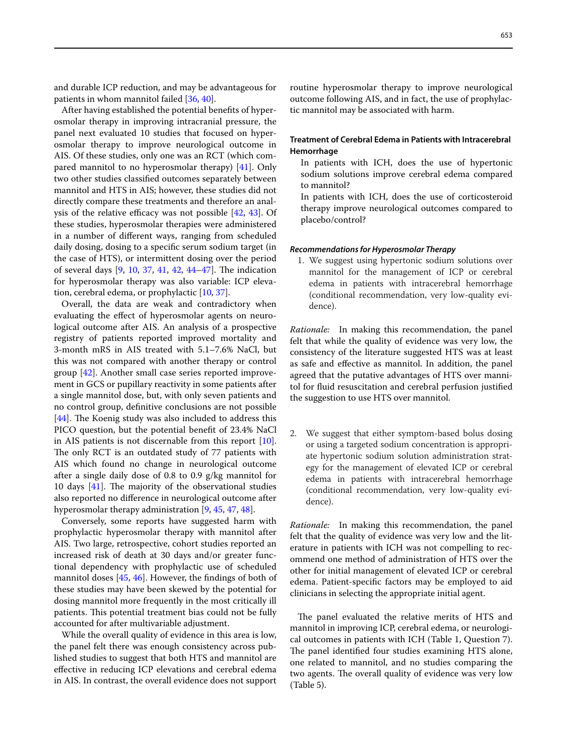and durable ICP reduction, and may be advantageous for patients in whom mannitol failed [36, 40].

After having established the potential benefits of hyperosmolar therapy in improving intracranial pressure, the panel next evaluated 10 studies that focused on hyperosmolar therapy to improve neurological outcome in AIS. Of these studies, only one was an RCT (which compared mannitol to no hyperosmolar therapy) [41]. Only two other studies classified outcomes separately between mannitol and HTS in AIS; however, these studies did not directly compare these treatments and therefore an analysis of the relative efficacy was not possible [42, 43]. Of these studies, hyperosmolar therapies were administered in a number of different ways, ranging from scheduled daily dosing, dosing to a specific serum sodium target (in the case of HTS), or intermittent dosing over the period of several days [9, 10, 37, 41, 42, 44–47]. The indication for hyperosmolar therapy was also variable: ICP elevation, cerebral edema, or prophylactic [10, 37].

Overall, the data are weak and contradictory when evaluating the effect of hyperosmolar agents on neurological outcome after AIS. An analysis of a prospective registry of patients reported improved mortality and 3-month mRS in AIS treated with 5.1–7.6% NaCl, but this was not compared with another therapy or control group [42]. Another small case series reported improvement in GCS or pupillary reactivity in some patients after a single mannitol dose, but, with only seven patients and no control group, definitive conclusions are not possible [44]. The Koenig study was also included to address this PICO question, but the potential benefit of 23.4% NaCl in AIS patients is not discernable from this report [10]. The only RCT is an outdated study of 77 patients with AIS which found no change in neurological outcome after a single daily dose of 0.8 to 0.9 g/kg mannitol for 10 days [41]. The majority of the observational studies also reported no difference in neurological outcome after hyperosmolar therapy administration [9, 45, 47, 48].

Conversely, some reports have suggested harm with prophylactic hyperosmolar therapy with mannitol after AIS. Two large, retrospective, cohort studies reported an increased risk of death at 30 days and/or greater functional dependency with prophylactic use of scheduled mannitol doses [45, 46]. However, the findings of both of these studies may have been skewed by the potential for dosing mannitol more frequently in the most critically ill patients. This potential treatment bias could not be fully accounted for after multivariable adjustment.

While the overall quality of evidence in this area is low, the panel felt there was enough consistency across published studies to suggest that both HTS and mannitol are effective in reducing ICP elevations and cerebral edema in AIS. In contrast, the overall evidence does not support routine hyperosmolar therapy to improve neurological outcome following AIS, and in fact, the use of prophylactic mannitol may be associated with harm.

### Treatment of Cerebral Edema in Patients with Intracerebral Hemorrhage

In patients with ICH, does the use of hypertonic sodium solutions improve cerebral edema compared to mannitol?

In patients with ICH, does the use of corticosteroid therapy improve neurological outcomes compared to placebo/control?

#### *Recommendations for Hyperosmolar Therapy*

1. We suggest using hypertonic sodium solutions over mannitol for the management of ICP or cerebral edema in patients with intracerebral hemorrhage (conditional recommendation, very low-quality evidence).

*Rationale:* In making this recommendation, the panel felt that while the quality of evidence was very low, the consistency of the literature suggested HTS was at least as safe and effective as mannitol. In addition, the panel agreed that the putative advantages of HTS over mannitol for fluid resuscitation and cerebral perfusion justified the suggestion to use HTS over mannitol.

2. We suggest that either symptom-based bolus dosing or using a targeted sodium concentration is appropriate hypertonic sodium solution administration strategy for the management of elevated ICP or cerebral edema in patients with intracerebral hemorrhage (conditional recommendation, very low-quality evidence).

*Rationale:* In making this recommendation, the panel felt that the quality of evidence was very low and the literature in patients with ICH was not compelling to recommend one method of administration of HTS over the other for initial management of elevated ICP or cerebral edema. Patient-specific factors may be employed to aid clinicians in selecting the appropriate initial agent.

The panel evaluated the relative merits of HTS and mannitol in improving ICP, cerebral edema, or neurological outcomes in patients with ICH (Table 1, Question 7). The panel identified four studies examining HTS alone, one related to mannitol, and no studies comparing the two agents. The overall quality of evidence was very low (Table 5).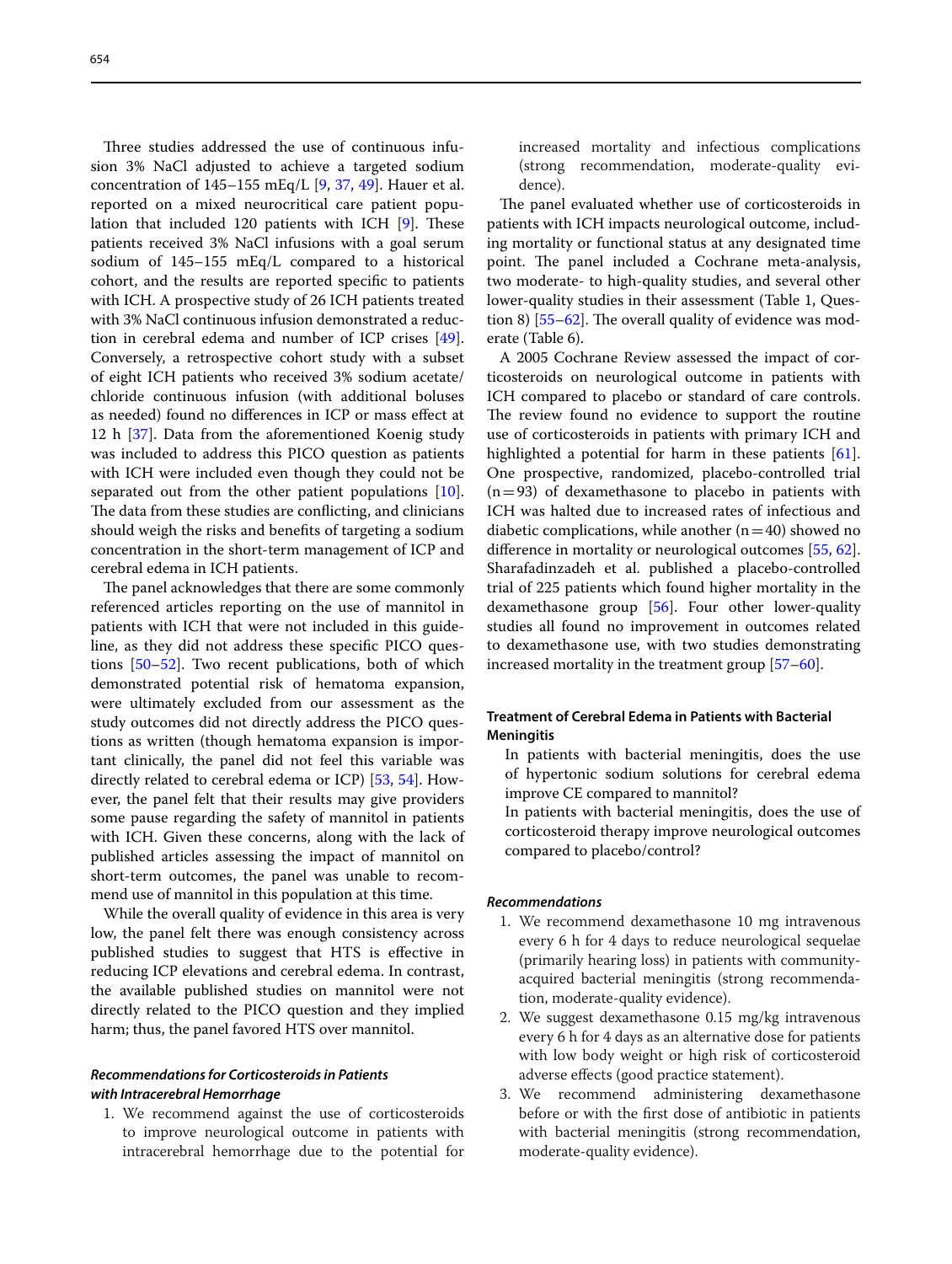Three studies addressed the use of continuous infusion 3% NaCl adjusted to achieve a targeted sodium concentration of 145–155 mEq/L [9, 37, 49]. Hauer et al. reported on a mixed neurocritical care patient population that included 120 patients with ICH [9]. These patients received 3% NaCl infusions with a goal serum sodium of 145–155 mEq/L compared to a historical cohort, and the results are reported specific to patients with ICH. A prospective study of 26 ICH patients treated with 3% NaCl continuous infusion demonstrated a reduction in cerebral edema and number of ICP crises [49]. Conversely, a retrospective cohort study with a subset of eight ICH patients who received 3% sodium acetate/chloride continuous infusion (with additional boluses as needed) found no differences in ICP or mass effect at 12 h [37]. Data from the aforementioned Koenig study was included to address this PICO question as patients with ICH were included even though they could not be separated out from the other patient populations [10]. The data from these studies are conflicting, and clinicians should weigh the risks and benefits of targeting a sodium concentration in the short-term management of ICP and cerebral edema in ICH patients.

The panel acknowledges that there are some commonly referenced articles reporting on the use of mannitol in patients with ICH that were not included in this guideline, as they did not address these specific PICO questions [50–52]. Two recent publications, both of which demonstrated potential risk of hematoma expansion, were ultimately excluded from our assessment as the study outcomes did not directly address the PICO questions as written (though hematoma expansion is important clinically, the panel did not feel this variable was directly related to cerebral edema or ICP) [53, 54]. However, the panel felt that their results may give providers some pause regarding the safety of mannitol in patients with ICH. Given these concerns, along with the lack of published articles assessing the impact of mannitol on short-term outcomes, the panel was unable to recommend use of mannitol in this population at this time.

While the overall quality of evidence in this area is very low, the panel felt there was enough consistency across published studies to suggest that HTS is effective in reducing ICP elevations and cerebral edema. In contrast, the available published studies on mannitol were not directly related to the PICO question and they implied harm; thus, the panel favored HTS over mannitol.

#### *Recommendations for Corticosteroids in Patients with Intracerebral Hemorrhage*

1. We recommend against the use of corticosteroids to improve neurological outcome in patients with intracerebral hemorrhage due to the potential for increased mortality and infectious complications (strong recommendation, moderate-quality evidence).

The panel evaluated whether use of corticosteroids in patients with ICH impacts neurological outcome, including mortality or functional status at any designated time point. The panel included a Cochrane meta-analysis, two moderate- to high-quality studies, and several other lower-quality studies in their assessment (Table 1, Question 8) [55–62]. The overall quality of evidence was moderate (Table 6).

A 2005 Cochrane Review assessed the impact of corticosteroids on neurological outcome in patients with ICH compared to placebo or standard of care controls. The review found no evidence to support the routine use of corticosteroids in patients with primary ICH and highlighted a potential for harm in these patients [61]. One prospective, randomized, placebo-controlled trial (n = 93) of dexamethasone to placebo in patients with ICH was halted due to increased rates of infectious and diabetic complications, while another (n = 40) showed no difference in mortality or neurological outcomes [55, 62]. Sharafadinzadeh et al. published a placebo-controlled trial of 225 patients which found higher mortality in the dexamethasone group [56]. Four other lower-quality studies all found no improvement in outcomes related to dexamethasone use, with two studies demonstrating increased mortality in the treatment group [57–60].

### Treatment of Cerebral Edema in Patients with Bacterial Meningitis

In patients with bacterial meningitis, does the use of hypertonic sodium solutions for cerebral edema improve CE compared to mannitol?

In patients with bacterial meningitis, does the use of corticosteroid therapy improve neurological outcomes compared to placebo/control?

#### *Recommendations*

1. We recommend dexamethasone 10 mg intravenous every 6 h for 4 days to reduce neurological sequelae (primarily hearing loss) in patients with community-acquired bacterial meningitis (strong recommendation, moderate-quality evidence).
2. We suggest dexamethasone 0.15 mg/kg intravenous every 6 h for 4 days as an alternative dose for patients with low body weight or high risk of corticosteroid adverse effects (good practice statement).
3. We recommend administering dexamethasone before or with the first dose of antibiotic in patients with bacterial meningitis (strong recommendation, moderate-quality evidence).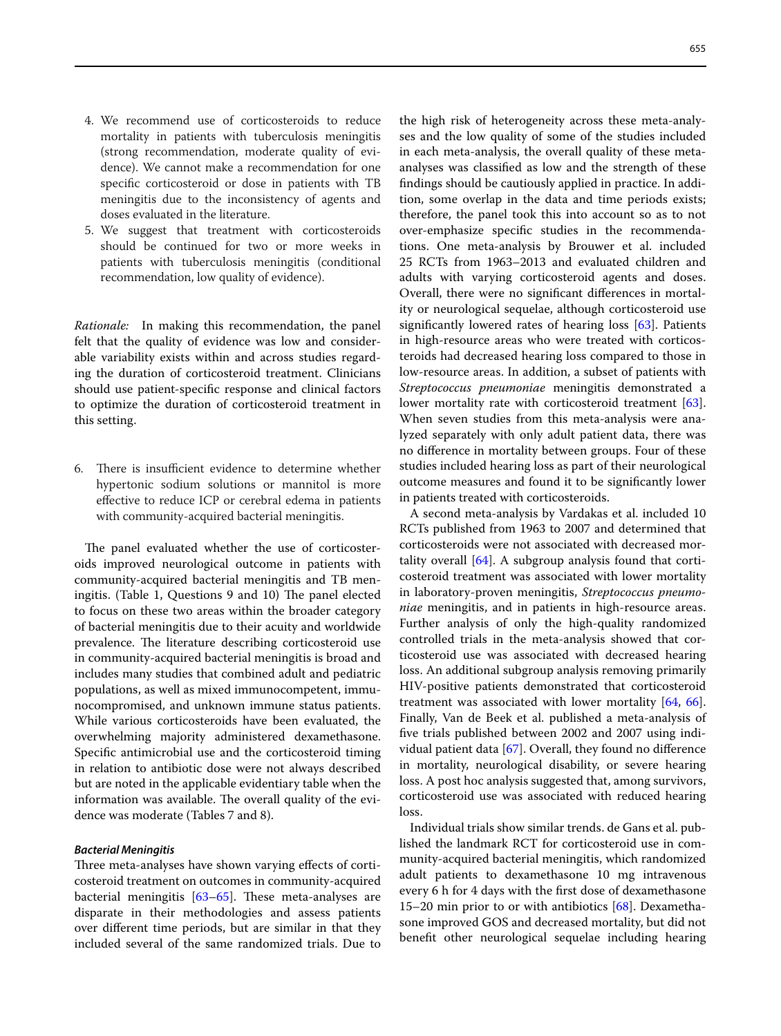4. We recommend use of corticosteroids to reduce mortality in patients with tuberculosis meningitis (strong recommendation, moderate quality of evidence). We cannot make a recommendation for one specific corticosteroid or dose in patients with TB meningitis due to the inconsistency of agents and doses evaluated in the literature.
5. We suggest that treatment with corticosteroids should be continued for two or more weeks in patients with tuberculosis meningitis (conditional recommendation, low quality of evidence).

*Rationale:* In making this recommendation, the panel felt that the quality of evidence was low and considerable variability exists within and across studies regarding the duration of corticosteroid treatment. Clinicians should use patient-specific response and clinical factors to optimize the duration of corticosteroid treatment in this setting.

6. There is insufficient evidence to determine whether hypertonic sodium solutions or mannitol is more effective to reduce ICP or cerebral edema in patients with community-acquired bacterial meningitis.

The panel evaluated whether the use of corticosteroids improved neurological outcome in patients with community-acquired bacterial meningitis and TB meningitis. (Table 1, Questions 9 and 10) The panel elected to focus on these two areas within the broader category of bacterial meningitis due to their acuity and worldwide prevalence. The literature describing corticosteroid use in community-acquired bacterial meningitis is broad and includes many studies that combined adult and pediatric populations, as well as mixed immunocompetent, immunocompromised, and unknown immune status patients. While various corticosteroids have been evaluated, the overwhelming majority administered dexamethasone. Specific antimicrobial use and the corticosteroid timing in relation to antibiotic dose were not always described but are noted in the applicable evidentiary table when the information was available. The overall quality of the evidence was moderate (Tables 7 and 8).

#### Bacterial Meningitis

Three meta-analyses have shown varying effects of corticosteroid treatment on outcomes in community-acquired bacterial meningitis [63–65]. These meta-analyses are disparate in their methodologies and assess patients over different time periods, but are similar in that they included several of the same randomized trials. Due to the high risk of heterogeneity across these meta-analyses and the low quality of some of the studies included in each meta-analysis, the overall quality of these meta-analyses was classified as low and the strength of these findings should be cautiously applied in practice. In addition, some overlap in the data and time periods exists; therefore, the panel took this into account so as to not over-emphasize specific studies in the recommendations. One meta-analysis by Brouwer et al. included 25 RCTs from 1963–2013 and evaluated children and adults with varying corticosteroid agents and doses. Overall, there were no significant differences in mortality or neurological sequelae, although corticosteroid use significantly lowered rates of hearing loss [63]. Patients in high-resource areas who were treated with corticosteroids had decreased hearing loss compared to those in low-resource areas. In addition, a subset of patients with *Streptococcus pneumoniae* meningitis demonstrated a lower mortality rate with corticosteroid treatment [63]. When seven studies from this meta-analysis were analyzed separately with only adult patient data, there was no difference in mortality between groups. Four of these studies included hearing loss as part of their neurological outcome measures and found it to be significantly lower in patients treated with corticosteroids.

A second meta-analysis by Vardakas et al. included 10 RCTs published from 1963 to 2007 and determined that corticosteroids were not associated with decreased mortality overall [64]. A subgroup analysis found that corticosteroid treatment was associated with lower mortality in laboratory-proven meningitis, *Streptococcus pneumoniae* meningitis, and in patients in high-resource areas. Further analysis of only the high-quality randomized controlled trials in the meta-analysis showed that corticosteroid use was associated with decreased hearing loss. An additional subgroup analysis removing primarily HIV-positive patients demonstrated that corticosteroid treatment was associated with lower mortality [64, 66]. Finally, Van de Beek et al. published a meta-analysis of five trials published between 2002 and 2007 using individual patient data [67]. Overall, they found no difference in mortality, neurological disability, or severe hearing loss. A post hoc analysis suggested that, among survivors, corticosteroid use was associated with reduced hearing loss.

Individual trials show similar trends. de Gans et al. published the landmark RCT for corticosteroid use in community-acquired bacterial meningitis, which randomized adult patients to dexamethasone 10 mg intravenous every 6 h for 4 days with the first dose of dexamethasone 15–20 min prior to or with antibiotics [68]. Dexamethasone improved GOS and decreased mortality, but did not benefit other neurological sequelae including hearing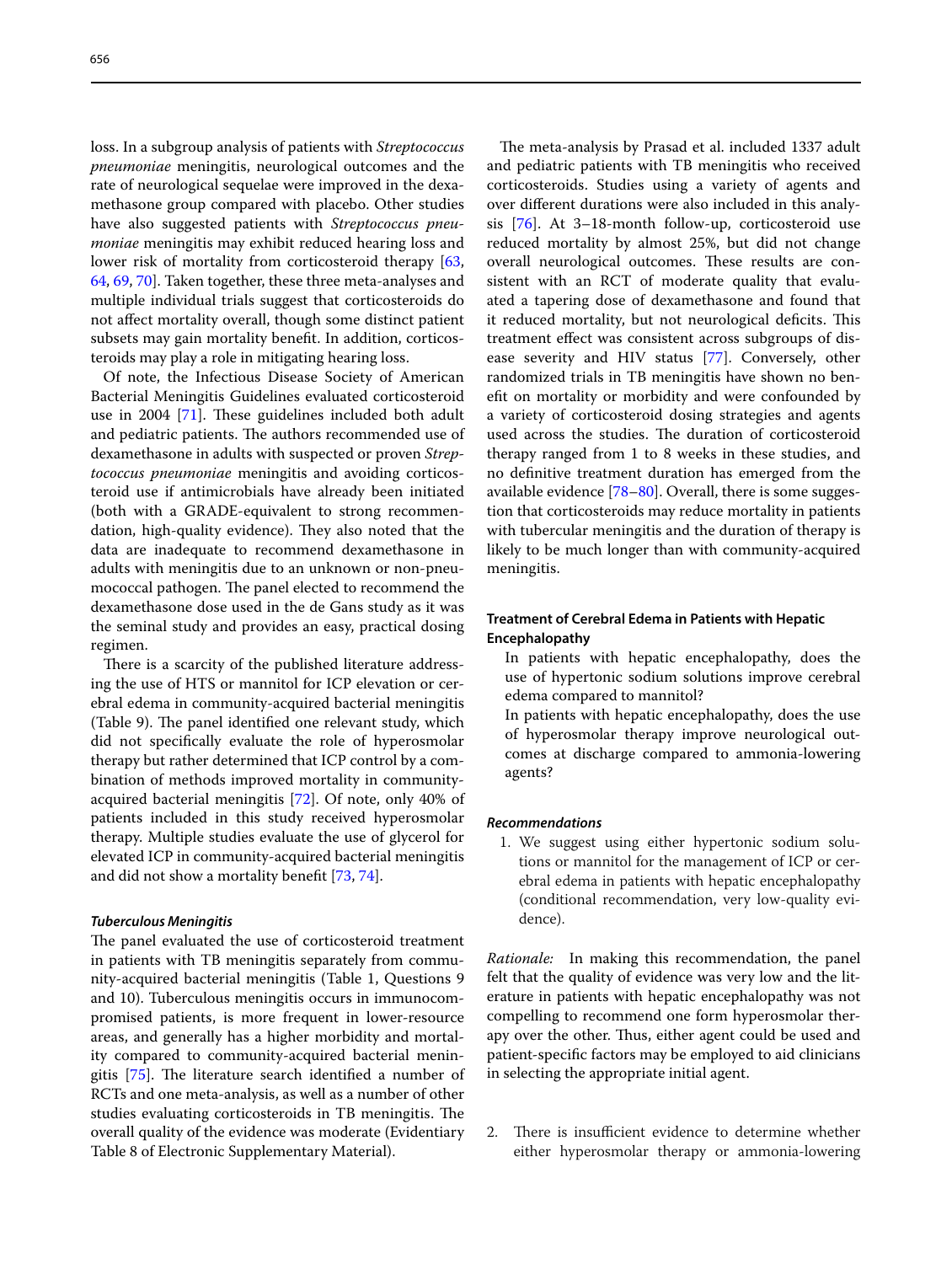loss. In a subgroup analysis of patients with *Streptococcus pneumoniae* meningitis, neurological outcomes and the rate of neurological sequelae were improved in the dexamethasone group compared with placebo. Other studies have also suggested patients with *Streptococcus pneumoniae* meningitis may exhibit reduced hearing loss and lower risk of mortality from corticosteroid therapy [63, 64, 69, 70]. Taken together, these three meta-analyses and multiple individual trials suggest that corticosteroids do not affect mortality overall, though some distinct patient subsets may gain mortality benefit. In addition, corticosteroids may play a role in mitigating hearing loss.

Of note, the Infectious Disease Society of American Bacterial Meningitis Guidelines evaluated corticosteroid use in 2004 [71]. These guidelines included both adult and pediatric patients. The authors recommended use of dexamethasone in adults with suspected or proven *Streptococcus pneumoniae* meningitis and avoiding corticosteroid use if antimicrobials have already been initiated (both with a GRADE-equivalent to strong recommendation, high-quality evidence). They also noted that the data are inadequate to recommend dexamethasone in adults with meningitis due to an unknown or non-pneumococcal pathogen. The panel elected to recommend the dexamethasone dose used in the de Gans study as it was the seminal study and provides an easy, practical dosing regimen.

There is a scarcity of the published literature addressing the use of HTS or mannitol for ICP elevation or cerebral edema in community-acquired bacterial meningitis (Table 9). The panel identified one relevant study, which did not specifically evaluate the role of hyperosmolar therapy but rather determined that ICP control by a combination of methods improved mortality in community-acquired bacterial meningitis [72]. Of note, only 40% of patients included in this study received hyperosmolar therapy. Multiple studies evaluate the use of glycerol for elevated ICP in community-acquired bacterial meningitis and did not show a mortality benefit [73, 74].

#### *Tuberculous Meningitis*

The panel evaluated the use of corticosteroid treatment in patients with TB meningitis separately from community-acquired bacterial meningitis (Table 1, Questions 9 and 10). Tuberculous meningitis occurs in immunocompromised patients, is more frequent in lower-resource areas, and generally has a higher morbidity and mortality compared to community-acquired bacterial meningitis [75]. The literature search identified a number of RCTs and one meta-analysis, as well as a number of other studies evaluating corticosteroids in TB meningitis. The overall quality of the evidence was moderate (Evidentiary Table 8 of Electronic Supplementary Material).

The meta-analysis by Prasad et al. included 1337 adult and pediatric patients with TB meningitis who received corticosteroids. Studies using a variety of agents and over different durations were also included in this analysis [76]. At 3–18-month follow-up, corticosteroid use reduced mortality by almost 25%, but did not change overall neurological outcomes. These results are consistent with an RCT of moderate quality that evaluated a tapering dose of dexamethasone and found that it reduced mortality, but not neurological deficits. This treatment effect was consistent across subgroups of disease severity and HIV status [77]. Conversely, other randomized trials in TB meningitis have shown no benefit on mortality or morbidity and were confounded by a variety of corticosteroid dosing strategies and agents used across the studies. The duration of corticosteroid therapy ranged from 1 to 8 weeks in these studies, and no definitive treatment duration has emerged from the available evidence [78–80]. Overall, there is some suggestion that corticosteroids may reduce mortality in patients with tubercular meningitis and the duration of therapy is likely to be much longer than with community-acquired meningitis.

### Treatment of Cerebral Edema in Patients with Hepatic Encephalopathy

In patients with hepatic encephalopathy, does the use of hypertonic sodium solutions improve cerebral edema compared to mannitol?

In patients with hepatic encephalopathy, does the use of hyperosmolar therapy improve neurological outcomes at discharge compared to ammonia-lowering agents?

#### *Recommendations*

1. We suggest using either hypertonic sodium solutions or mannitol for the management of ICP or cerebral edema in patients with hepatic encephalopathy (conditional recommendation, very low-quality evidence).

*Rationale:* In making this recommendation, the panel felt that the quality of evidence was very low and the literature in patients with hepatic encephalopathy was not compelling to recommend one form hyperosmolar therapy over the other. Thus, either agent could be used and patient-specific factors may be employed to aid clinicians in selecting the appropriate initial agent.

2. There is insufficient evidence to determine whether either hyperosmolar therapy or ammonia-lowering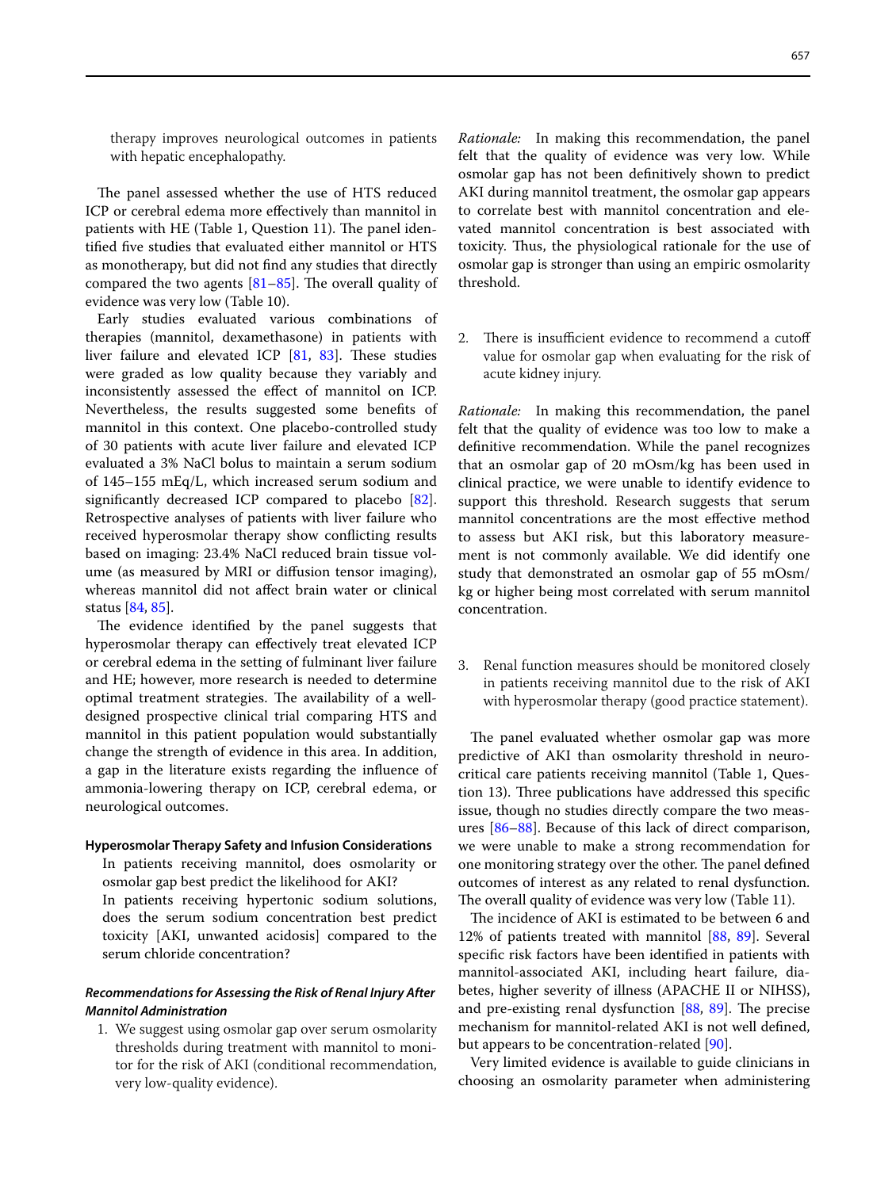therapy improves neurological outcomes in patients with hepatic encephalopathy.

The panel assessed whether the use of HTS reduced ICP or cerebral edema more effectively than mannitol in patients with HE (Table 1, Question 11). The panel identified five studies that evaluated either mannitol or HTS as monotherapy, but did not find any studies that directly compared the two agents [81–85]. The overall quality of evidence was very low (Table 10).

Early studies evaluated various combinations of therapies (mannitol, dexamethasone) in patients with liver failure and elevated ICP [81, 83]. These studies were graded as low quality because they variably and inconsistently assessed the effect of mannitol on ICP. Nevertheless, the results suggested some benefits of mannitol in this context. One placebo-controlled study of 30 patients with acute liver failure and elevated ICP evaluated a 3% NaCl bolus to maintain a serum sodium of 145–155 mEq/L, which increased serum sodium and significantly decreased ICP compared to placebo [82]. Retrospective analyses of patients with liver failure who received hyperosmolar therapy show conflicting results based on imaging: 23.4% NaCl reduced brain tissue volume (as measured by MRI or diffusion tensor imaging), whereas mannitol did not affect brain water or clinical status [84, 85].

The evidence identified by the panel suggests that hyperosmolar therapy can effectively treat elevated ICP or cerebral edema in the setting of fulminant liver failure and HE; however, more research is needed to determine optimal treatment strategies. The availability of a well-designed prospective clinical trial comparing HTS and mannitol in this patient population would substantially change the strength of evidence in this area. In addition, a gap in the literature exists regarding the influence of ammonia-lowering therapy on ICP, cerebral edema, or neurological outcomes.

#### Hyperosmolar Therapy Safety and Infusion Considerations

In patients receiving mannitol, does osmolarity or osmolar gap best predict the likelihood for AKI?

In patients receiving hypertonic sodium solutions, does the serum sodium concentration best predict toxicity [AKI, unwanted acidosis] compared to the serum chloride concentration?

### *Recommendations for Assessing the Risk of Renal Injury After Mannitol Administration*

1. We suggest using osmolar gap over serum osmolarity thresholds during treatment with mannitol to monitor for the risk of AKI (conditional recommendation, very low-quality evidence).

*Rationale:* In making this recommendation, the panel felt that the quality of evidence was very low. While osmolar gap has not been definitively shown to predict AKI during mannitol treatment, the osmolar gap appears to correlate best with mannitol concentration and elevated mannitol concentration is best associated with toxicity. Thus, the physiological rationale for the use of osmolar gap is stronger than using an empiric osmolarity threshold.

2. There is insufficient evidence to recommend a cutoff value for osmolar gap when evaluating for the risk of acute kidney injury.

*Rationale:* In making this recommendation, the panel felt that the quality of evidence was too low to make a definitive recommendation. While the panel recognizes that an osmolar gap of 20 mOsm/kg has been used in clinical practice, we were unable to identify evidence to support this threshold. Research suggests that serum mannitol concentrations are the most effective method to assess but AKI risk, but this laboratory measurement is not commonly available. We did identify one study that demonstrated an osmolar gap of 55 mOsm/kg or higher being most correlated with serum mannitol concentration.

3. Renal function measures should be monitored closely in patients receiving mannitol due to the risk of AKI with hyperosmolar therapy (good practice statement).

The panel evaluated whether osmolar gap was more predictive of AKI than osmolarity threshold in neurocritical care patients receiving mannitol (Table 1, Question 13). Three publications have addressed this specific issue, though no studies directly compare the two measures [86–88]. Because of this lack of direct comparison, we were unable to make a strong recommendation for one monitoring strategy over the other. The panel defined outcomes of interest as any related to renal dysfunction. The overall quality of evidence was very low (Table 11).

The incidence of AKI is estimated to be between 6 and 12% of patients treated with mannitol [88, 89]. Several specific risk factors have been identified in patients with mannitol-associated AKI, including heart failure, diabetes, higher severity of illness (APACHE II or NIHSS), and pre-existing renal dysfunction [88, 89]. The precise mechanism for mannitol-related AKI is not well defined, but appears to be concentration-related [90].

Very limited evidence is available to guide clinicians in choosing an osmolarity parameter when administering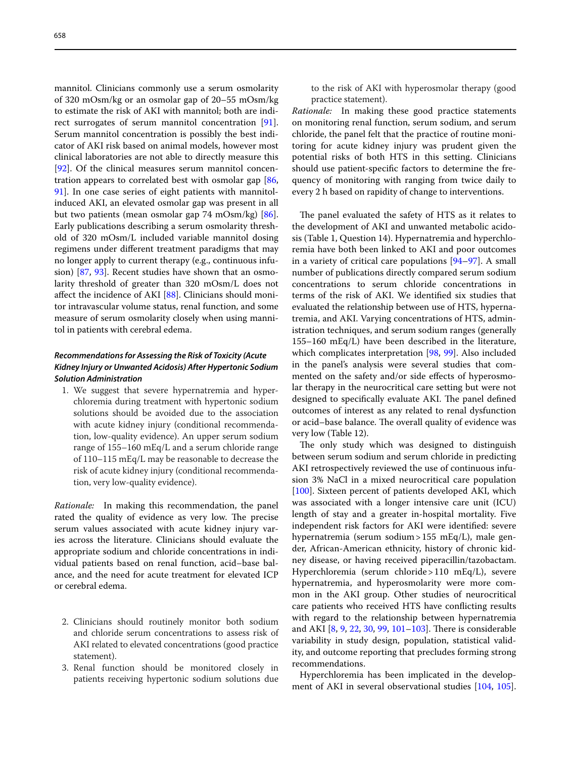mannitol. Clinicians commonly use a serum osmolarity of 320 mOsm/kg or an osmolar gap of 20–55 mOsm/kg to estimate the risk of AKI with mannitol; both are indirect surrogates of serum mannitol concentration [91]. Serum mannitol concentration is possibly the best indicator of AKI risk based on animal models, however most clinical laboratories are not able to directly measure this [92]. Of the clinical measures serum mannitol concentration appears to correlated best with osmolar gap [86, 91]. In one case series of eight patients with mannitol-induced AKI, an elevated osmolar gap was present in all but two patients (mean osmolar gap 74 mOsm/kg) [86]. Early publications describing a serum osmolarity threshold of 320 mOsm/L included variable mannitol dosing regimens under different treatment paradigms that may no longer apply to current therapy (e.g., continuous infusion) [87, 93]. Recent studies have shown that an osmolarity threshold of greater than 320 mOsm/L does not affect the incidence of AKI [88]. Clinicians should monitor intravascular volume status, renal function, and some measure of serum osmolarity closely when using mannitol in patients with cerebral edema.

#### *Recommendations for Assessing the Risk of Toxicity (Acute Kidney Injury or Unwanted Acidosis) After Hypertonic Sodium Solution Administration*

1. We suggest that severe hypernatremia and hyperchloremia during treatment with hypertonic sodium solutions should be avoided due to the association with acute kidney injury (conditional recommendation, low-quality evidence). An upper serum sodium range of 155–160 mEq/L and a serum chloride range of 110–115 mEq/L may be reasonable to decrease the risk of acute kidney injury (conditional recommendation, very low-quality evidence).

*Rationale:* In making this recommendation, the panel rated the quality of evidence as very low. The precise serum values associated with acute kidney injury varies across the literature. Clinicians should evaluate the appropriate sodium and chloride concentrations in individual patients based on renal function, acid–base balance, and the need for acute treatment for elevated ICP or cerebral edema.

2. Clinicians should routinely monitor both sodium and chloride serum concentrations to assess risk of AKI related to elevated concentrations (good practice statement).
3. Renal function should be monitored closely in patients receiving hypertonic sodium solutions due to the risk of AKI with hyperosmolar therapy (good practice statement).

*Rationale:* In making these good practice statements on monitoring renal function, serum sodium, and serum chloride, the panel felt that the practice of routine monitoring for acute kidney injury was prudent given the potential risks of both HTS in this setting. Clinicians should use patient-specific factors to determine the frequency of monitoring with ranging from twice daily to every 2 h based on rapidity of change to interventions.

The panel evaluated the safety of HTS as it relates to the development of AKI and unwanted metabolic acidosis (Table 1, Question 14). Hypernatremia and hyperchloremia have both been linked to AKI and poor outcomes in a variety of critical care populations [94–97]. A small number of publications directly compared serum sodium concentrations to serum chloride concentrations in terms of the risk of AKI. We identified six studies that evaluated the relationship between use of HTS, hypernatremia, and AKI. Varying concentrations of HTS, administration techniques, and serum sodium ranges (generally 155–160 mEq/L) have been described in the literature, which complicates interpretation [98, 99]. Also included in the panel's analysis were several studies that commented on the safety and/or side effects of hyperosmolar therapy in the neurocritical care setting but were not designed to specifically evaluate AKI. The panel defined outcomes of interest as any related to renal dysfunction or acid–base balance. The overall quality of evidence was very low (Table 12).

The only study which was designed to distinguish between serum sodium and serum chloride in predicting AKI retrospectively reviewed the use of continuous infusion 3% NaCl in a mixed neurocritical care population [100]. Sixteen percent of patients developed AKI, which was associated with a longer intensive care unit (ICU) length of stay and a greater in-hospital mortality. Five independent risk factors for AKI were identified: severe hypernatremia (serum sodium > 155 mEq/L), male gender, African-American ethnicity, history of chronic kidney disease, or having received piperacillin/tazobactam. Hyperchloremia (serum chloride > 110 mEq/L), severe hypernatremia, and hyperosmolarity were more common in the AKI group. Other studies of neurocritical care patients who received HTS have conflicting results with regard to the relationship between hypernatremia and AKI [8, 9, 22, 30, 99, 101–103]. There is considerable variability in study design, population, statistical validity, and outcome reporting that precludes forming strong recommendations.

Hyperchloremia has been implicated in the development of AKI in several observational studies [104, 105].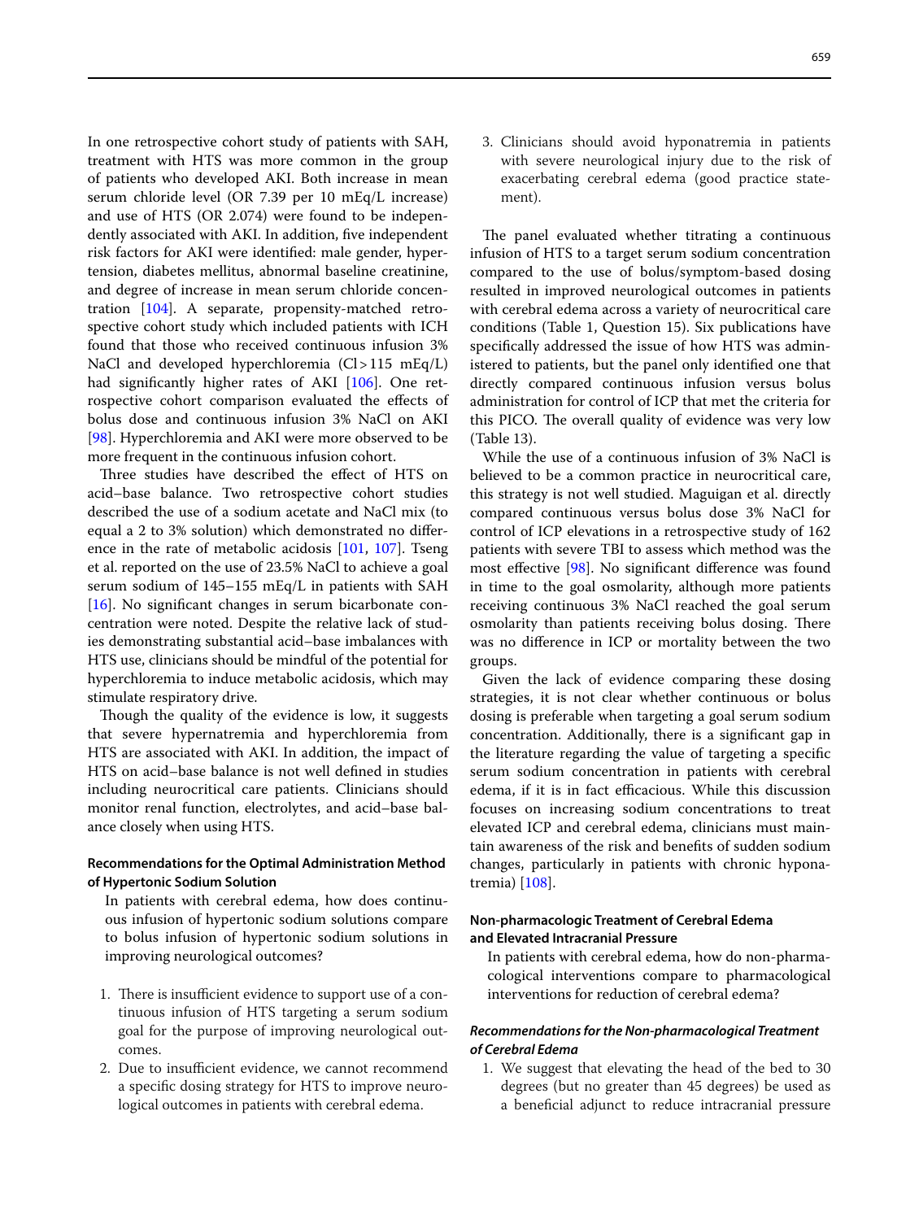In one retrospective cohort study of patients with SAH, treatment with HTS was more common in the group of patients who developed AKI. Both increase in mean serum chloride level (OR 7.39 per 10 mEq/L increase) and use of HTS (OR 2.074) were found to be independently associated with AKI. In addition, five independent risk factors for AKI were identified: male gender, hypertension, diabetes mellitus, abnormal baseline creatinine, and degree of increase in mean serum chloride concentration [104]. A separate, propensity-matched retrospective cohort study which included patients with ICH found that those who received continuous infusion 3% NaCl and developed hyperchloremia (Cl > 115 mEq/L) had significantly higher rates of AKI [106]. One retrospective cohort comparison evaluated the effects of bolus dose and continuous infusion 3% NaCl on AKI [98]. Hyperchloremia and AKI were more observed to be more frequent in the continuous infusion cohort.

Three studies have described the effect of HTS on acid–base balance. Two retrospective cohort studies described the use of a sodium acetate and NaCl mix (to equal a 2 to 3% solution) which demonstrated no difference in the rate of metabolic acidosis [101, 107]. Tseng et al. reported on the use of 23.5% NaCl to achieve a goal serum sodium of 145–155 mEq/L in patients with SAH [16]. No significant changes in serum bicarbonate concentration were noted. Despite the relative lack of studies demonstrating substantial acid–base imbalances with HTS use, clinicians should be mindful of the potential for hyperchloremia to induce metabolic acidosis, which may stimulate respiratory drive.

Though the quality of the evidence is low, it suggests that severe hypernatremia and hyperchloremia from HTS are associated with AKI. In addition, the impact of HTS on acid–base balance is not well defined in studies including neurocritical care patients. Clinicians should monitor renal function, electrolytes, and acid–base balance closely when using HTS.

#### Recommendations for the Optimal Administration Method of Hypertonic Sodium Solution

In patients with cerebral edema, how does continuous infusion of hypertonic sodium solutions compare to bolus infusion of hypertonic sodium solutions in improving neurological outcomes?

1. There is insufficient evidence to support use of a continuous infusion of HTS targeting a serum sodium goal for the purpose of improving neurological outcomes.
2. Due to insufficient evidence, we cannot recommend a specific dosing strategy for HTS to improve neurological outcomes in patients with cerebral edema.
3. Clinicians should avoid hyponatremia in patients with severe neurological injury due to the risk of exacerbating cerebral edema (good practice statement).

The panel evaluated whether titrating a continuous infusion of HTS to a target serum sodium concentration compared to the use of bolus/symptom-based dosing resulted in improved neurological outcomes in patients with cerebral edema across a variety of neurocritical care conditions (Table 1, Question 15). Six publications have specifically addressed the issue of how HTS was administered to patients, but the panel only identified one that directly compared continuous infusion versus bolus administration for control of ICP that met the criteria for this PICO. The overall quality of evidence was very low (Table 13).

While the use of a continuous infusion of 3% NaCl is believed to be a common practice in neurocritical care, this strategy is not well studied. Maguigan et al. directly compared continuous versus bolus dose 3% NaCl for control of ICP elevations in a retrospective study of 162 patients with severe TBI to assess which method was the most effective [98]. No significant difference was found in time to the goal osmolarity, although more patients receiving continuous 3% NaCl reached the goal serum osmolarity than patients receiving bolus dosing. There was no difference in ICP or mortality between the two groups.

Given the lack of evidence comparing these dosing strategies, it is not clear whether continuous or bolus dosing is preferable when targeting a goal serum sodium concentration. Additionally, there is a significant gap in the literature regarding the value of targeting a specific serum sodium concentration in patients with cerebral edema, if it is in fact efficacious. While this discussion focuses on increasing sodium concentrations to treat elevated ICP and cerebral edema, clinicians must maintain awareness of the risk and benefits of sudden sodium changes, particularly in patients with chronic hyponatremia) [108].

#### Non-pharmacologic Treatment of Cerebral Edema and Elevated Intracranial Pressure

In patients with cerebral edema, how do non-pharmacological interventions compare to pharmacological interventions for reduction of cerebral edema?

##### *Recommendations for the Non-pharmacological Treatment of Cerebral Edema*

1. We suggest that elevating the head of the bed to 30 degrees (but no greater than 45 degrees) be used as a beneficial adjunct to reduce intracranial pressure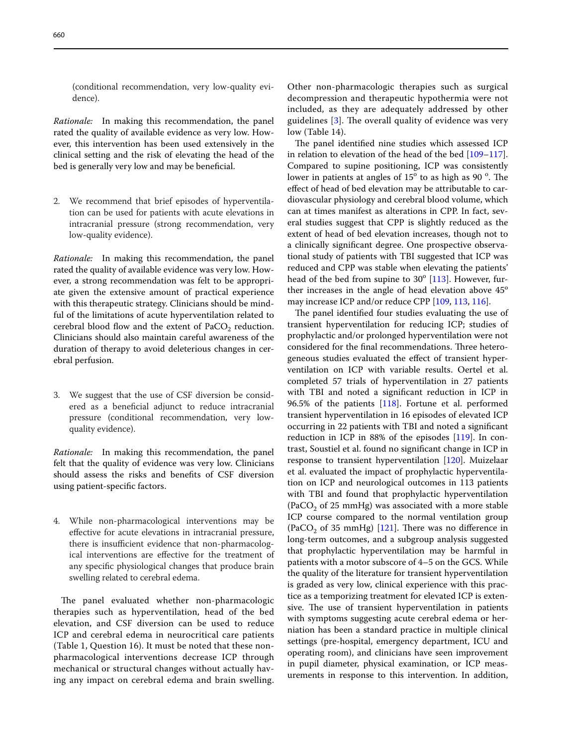(conditional recommendation, very low-quality evidence).

*Rationale:* In making this recommendation, the panel rated the quality of available evidence as very low. However, this intervention has been used extensively in the clinical setting and the risk of elevating the head of the bed is generally very low and may be beneficial.

2. We recommend that brief episodes of hyperventilation can be used for patients with acute elevations in intracranial pressure (strong recommendation, very low-quality evidence).

*Rationale:* In making this recommendation, the panel rated the quality of available evidence was very low. However, a strong recommendation was felt to be appropriate given the extensive amount of practical experience with this therapeutic strategy. Clinicians should be mindful of the limitations of acute hyperventilation related to cerebral blood flow and the extent of $PaCO_2$ reduction. Clinicians should also maintain careful awareness of the duration of therapy to avoid deleterious changes in cerebral perfusion.

3. We suggest that the use of CSF diversion be considered as a beneficial adjunct to reduce intracranial pressure (conditional recommendation, very low-quality evidence).

*Rationale:* In making this recommendation, the panel felt that the quality of evidence was very low. Clinicians should assess the risks and benefits of CSF diversion using patient-specific factors.

4. While non-pharmacological interventions may be effective for acute elevations in intracranial pressure, there is insufficient evidence that non-pharmacological interventions are effective for the treatment of any specific physiological changes that produce brain swelling related to cerebral edema.

The panel evaluated whether non-pharmacologic therapies such as hyperventilation, head of the bed elevation, and CSF diversion can be used to reduce ICP and cerebral edema in neurocritical care patients (Table 1, Question 16). It must be noted that these non-pharmacological interventions decrease ICP through mechanical or structural changes without actually having any impact on cerebral edema and brain swelling. Other non-pharmacologic therapies such as surgical decompression and therapeutic hypothermia were not included, as they are adequately addressed by other guidelines [3]. The overall quality of evidence was very low (Table 14).

The panel identified nine studies which assessed ICP in relation to elevation of the head of the bed [109–117]. Compared to supine positioning, ICP was consistently lower in patients at angles of 15° to as high as 90 °. The effect of head of bed elevation may be attributable to cardiovascular physiology and cerebral blood volume, which can at times manifest as alterations in CPP. In fact, several studies suggest that CPP is slightly reduced as the extent of head of bed elevation increases, though not to a clinically significant degree. One prospective observational study of patients with TBI suggested that ICP was reduced and CPP was stable when elevating the patients' head of the bed from supine to 30° [113]. However, further increases in the angle of head elevation above 45° may increase ICP and/or reduce CPP [109, 113, 116].

The panel identified four studies evaluating the use of transient hyperventilation for reducing ICP; studies of prophylactic and/or prolonged hyperventilation were not considered for the final recommendations. Three heterogeneous studies evaluated the effect of transient hyperventilation on ICP with variable results. Oertel et al. completed 57 trials of hyperventilation in 27 patients with TBI and noted a significant reduction in ICP in 96.5% of the patients [118]. Fortune et al. performed transient hyperventilation in 16 episodes of elevated ICP occurring in 22 patients with TBI and noted a significant reduction in ICP in 88% of the episodes [119]. In contrast, Soustiel et al. found no significant change in ICP in response to transient hyperventilation [120]. Muizelaar et al. evaluated the impact of prophylactic hyperventilation on ICP and neurological outcomes in 113 patients with TBI and found that prophylactic hyperventilation ($PaCO_2$ of 25 mmHg) was associated with a more stable ICP course compared to the normal ventilation group ($PaCO_2$ of 35 mmHg) [121]. There was no difference in long-term outcomes, and a subgroup analysis suggested that prophylactic hyperventilation may be harmful in patients with a motor subscore of 4–5 on the GCS. While the quality of the literature for transient hyperventilation is graded as very low, clinical experience with this practice as a temporizing treatment for elevated ICP is extensive. The use of transient hyperventilation in patients with symptoms suggesting acute cerebral edema or herniation has been a standard practice in multiple clinical settings (pre-hospital, emergency department, ICU and operating room), and clinicians have seen improvement in pupil diameter, physical examination, or ICP measurements in response to this intervention. In addition,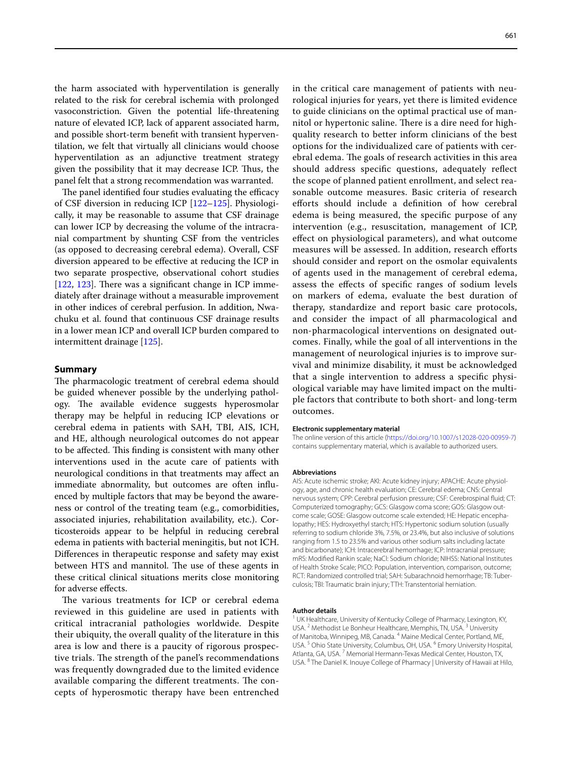the harm associated with hyperventilation is generally related to the risk for cerebral ischemia with prolonged vasoconstriction. Given the potential life-threatening nature of elevated ICP, lack of apparent associated harm, and possible short-term benefit with transient hyperventilation, we felt that virtually all clinicians would choose hyperventilation as an adjunctive treatment strategy given the possibility that it may decrease ICP. Thus, the panel felt that a strong recommendation was warranted.

The panel identified four studies evaluating the efficacy of CSF diversion in reducing ICP [122–125]. Physiologically, it may be reasonable to assume that CSF drainage can lower ICP by decreasing the volume of the intracranial compartment by shunting CSF from the ventricles (as opposed to decreasing cerebral edema). Overall, CSF diversion appeared to be effective at reducing the ICP in two separate prospective, observational cohort studies [122, 123]. There was a significant change in ICP immediately after drainage without a measurable improvement in other indices of cerebral perfusion. In addition, Nwachuku et al. found that continuous CSF drainage results in a lower mean ICP and overall ICP burden compared to intermittent drainage [125].

## Summary

The pharmacologic treatment of cerebral edema should be guided whenever possible by the underlying pathology. The available evidence suggests hyperosmolar therapy may be helpful in reducing ICP elevations or cerebral edema in patients with SAH, TBI, AIS, ICH, and HE, although neurological outcomes do not appear to be affected. This finding is consistent with many other interventions used in the acute care of patients with neurological conditions in that treatments may affect an immediate abnormality, but outcomes are often influenced by multiple factors that may be beyond the awareness or control of the treating team (e.g., comorbidities, associated injuries, rehabilitation availability, etc.). Corticosteroids appear to be helpful in reducing cerebral edema in patients with bacterial meningitis, but not ICH. Differences in therapeutic response and safety may exist between HTS and mannitol. The use of these agents in these critical clinical situations merits close monitoring for adverse effects.

The various treatments for ICP or cerebral edema reviewed in this guideline are used in patients with critical intracranial pathologies worldwide. Despite their ubiquity, the overall quality of the literature in this area is low and there is a paucity of rigorous prospective trials. The strength of the panel's recommendations was frequently downgraded due to the limited evidence available comparing the different treatments. The concepts of hyperosmotic therapy have been entrenched in the critical care management of patients with neurological injuries for years, yet there is limited evidence to guide clinicians on the optimal practical use of mannitol or hypertonic saline. There is a dire need for high-quality research to better inform clinicians of the best options for the individualized care of patients with cerebral edema. The goals of research activities in this area should address specific questions, adequately reflect the scope of planned patient enrollment, and select reasonable outcome measures. Basic criteria of research efforts should include a definition of how cerebral edema is being measured, the specific purpose of any intervention (e.g., resuscitation, management of ICP, effect on physiological parameters), and what outcome measures will be assessed. In addition, research efforts should consider and report on the osmolar equivalents of agents used in the management of cerebral edema, assess the effects of specific ranges of sodium levels on markers of edema, evaluate the best duration of therapy, standardize and report basic care protocols, and consider the impact of all pharmacological and non-pharmacological interventions on designated outcomes. Finally, while the goal of all interventions in the management of neurological injuries is to improve survival and minimize disability, it must be acknowledged that a single intervention to address a specific physiological variable may have limited impact on the multiple factors that contribute to both short- and long-term outcomes.

#### Electronic supplementary material

The online version of this article (https://doi.org/10.1007/s12028-020-00959-7) contains supplementary material, which is available to authorized users.

#### Abbreviations

AIS: Acute ischemic stroke; AKI: Acute kidney injury; APACHE: Acute physiology, age, and chronic health evaluation; CE: Cerebral edema; CNS: Central nervous system; CPP: Cerebral perfusion pressure; CSF: Cerebrospinal fluid; CT: Computerized tomography; GCS: Glasgow coma score; GOS: Glasgow outcome scale; GOSE: Glasgow outcome scale extended; HE: Hepatic encephalopathy; HES: Hydroxyethyl starch; HTS: Hypertonic sodium solution (usually referring to sodium chloride 3%, 7.5%, or 23.4%, but also inclusive of solutions ranging from 1.5 to 23.5% and various other sodium salts including lactate and bicarbonate); ICH: Intracerebral hemorrhage; ICP: Intracranial pressure; mRS: Modified Rankin scale; NaCl: Sodium chloride; NIHSS: National Institutes of Health Stroke Scale; PICO: Population, intervention, comparison, outcome; RCT: Randomized controlled trial; SAH: Subarachnoid hemorrhage; TB: Tuberculosis; TBI: Traumatic brain injury; TTH: Transtentorial herniation.

#### Author details

[1] UK Healthcare, University of Kentucky College of Pharmacy, Lexington, KY, USA. [2] Methodist Le Bonheur Healthcare, Memphis, TN, USA. [3] University of Manitoba, Winnipeg, MB, Canada. [4] Maine Medical Center, Portland, ME, USA. [5] Ohio State University, Columbus, OH, USA. [6] Emory University Hospital, Atlanta, GA, USA. [7] Memorial Hermann-Texas Medical Center, Houston, TX, USA. [8] The Daniel K. Inouye College of Pharmacy | University of Hawaii at Hilo,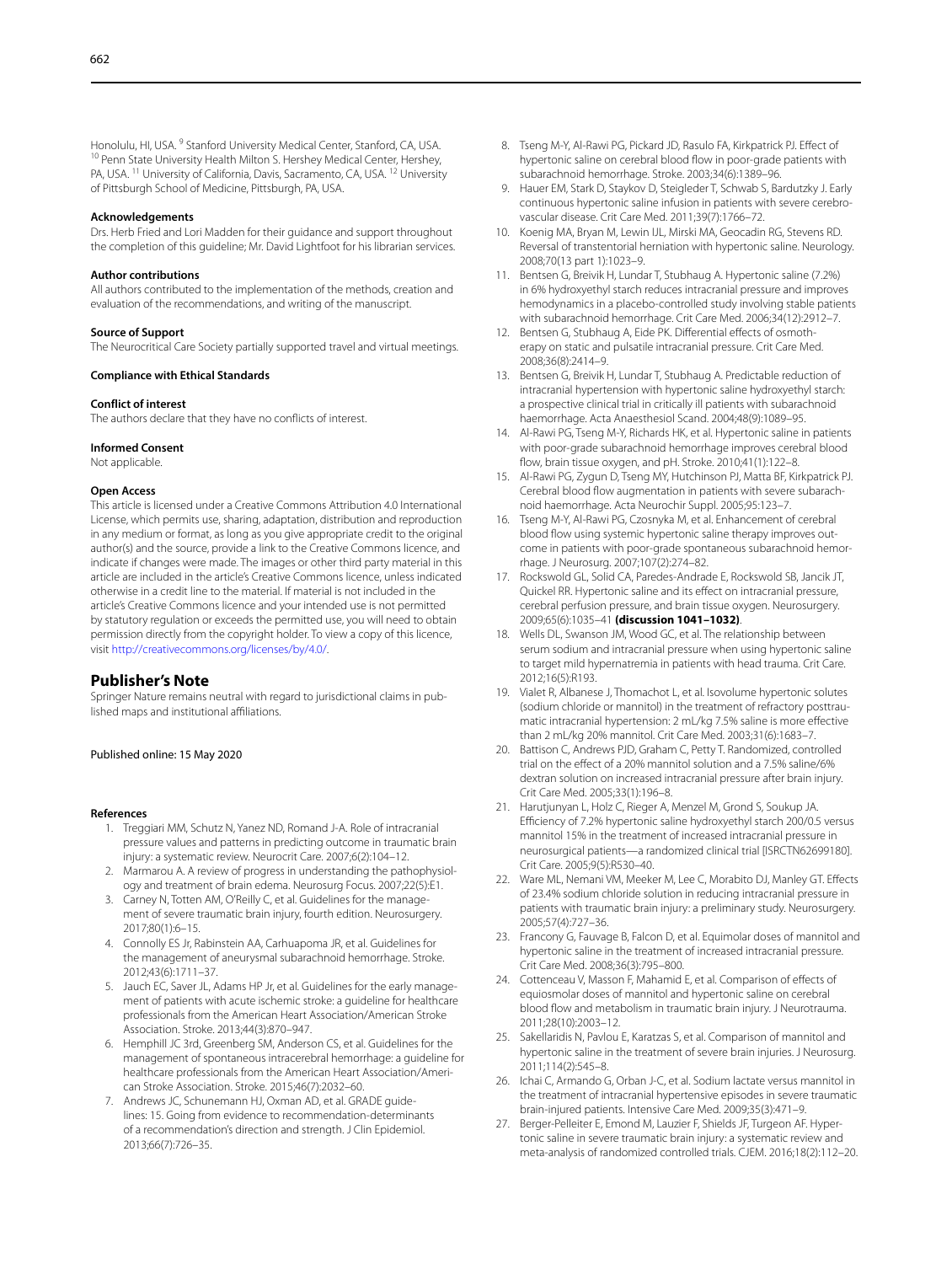Honolulu, HI, USA. [9] Stanford University Medical Center, Stanford, CA, USA. [10] Penn State University Health Milton S. Hershey Medical Center, Hershey, PA, USA. [11] University of California, Davis, Sacramento, CA, USA. [12] University of Pittsburgh School of Medicine, Pittsburgh, PA, USA.

#### Acknowledgements

Drs. Herb Fried and Lori Madden for their guidance and support throughout the completion of this guideline; Mr. David Lightfoot for his librarian services.

#### Author contributions

All authors contributed to the implementation of the methods, creation and evaluation of the recommendations, and writing of the manuscript.

#### Source of Support

The Neurocritical Care Society partially supported travel and virtual meetings.

#### Compliance with Ethical Standards

#### Conflict of interest

The authors declare that they have no conflicts of interest.

#### Informed Consent

Not applicable.

#### Open Access

This article is licensed under a Creative Commons Attribution 4.0 International License, which permits use, sharing, adaptation, distribution and reproduction in any medium or format, as long as you give appropriate credit to the original author(s) and the source, provide a link to the Creative Commons licence, and indicate if changes were made. The images or other third party material in this article are included in the article's Creative Commons licence, unless indicated otherwise in a credit line to the material. If material is not included in the article's Creative Commons licence and your intended use is not permitted by statutory regulation or exceeds the permitted use, you will need to obtain permission directly from the copyright holder. To view a copy of this licence, visit http://creativecommons.org/licenses/by/4.0/.

## Publisher's Note

Springer Nature remains neutral with regard to jurisdictional claims in published maps and institutional affiliations.

Published online: 15 May 2020

#### References

1. Treggiari MM, Schutz N, Yanez ND, Romand J-A. Role of intracranial pressure values and patterns in predicting outcome in traumatic brain injury: a systematic review. Neurocrit Care. 2007;6(2):104–12.
2. Marmarou A. A review of progress in understanding the pathophysiology and treatment of brain edema. Neurosurg Focus. 2007;22(5):E1.
3. Carney N, Totten AM, O'Reilly C, et al. Guidelines for the management of severe traumatic brain injury, fourth edition. Neurosurgery. 2017;80(1):6–15.
4. Connolly ES Jr, Rabinstein AA, Carhuapoma JR, et al. Guidelines for the management of aneurysmal subarachnoid hemorrhage. Stroke. 2012;43(6):1711–37.
5. Jauch EC, Saver JL, Adams HP Jr, et al. Guidelines for the early management of patients with acute ischemic stroke: a guideline for healthcare professionals from the American Heart Association/American Stroke Association. Stroke. 2013;44(3):870–947.
6. Hemphill JC 3rd, Greenberg SM, Anderson CS, et al. Guidelines for the management of spontaneous intracerebral hemorrhage: a guideline for healthcare professionals from the American Heart Association/American Stroke Association. Stroke. 2015;46(7):2032–60.
7. Andrews JC, Schunemann HJ, Oxman AD, et al. GRADE guidelines: 15. Going from evidence to recommendation-determinants of a recommendation's direction and strength. J Clin Epidemiol. 2013;66(7):726–35.
8. Tseng M-Y, Al-Rawi PG, Pickard JD, Rasulo FA, Kirkpatrick PJ. Effect of hypertonic saline on cerebral blood flow in poor-grade patients with subarachnoid hemorrhage. Stroke. 2003;34(6):1389–96.
9. Hauer EM, Stark D, Staykov D, Steigleder T, Schwab S, Bardutzky J. Early continuous hypertonic saline infusion in patients with severe cerebrovascular disease. Crit Care Med. 2011;39(7):1766–72.
10. Koenig MA, Bryan M, Lewin IJL, Mirski MA, Geocadin RG, Stevens RD. Reversal of transtentorial herniation with hypertonic saline. Neurology. 2008;70(13 part 1):1023–9.
11. Bentsen G, Breivik H, Lundar T, Stubhaug A. Hypertonic saline (7.2%) in 6% hydroxyethyl starch reduces intracranial pressure and improves hemodynamics in a placebo-controlled study involving stable patients with subarachnoid hemorrhage. Crit Care Med. 2006;34(12):2912–7.
12. Bentsen G, Stubhaug A, Eide PK. Differential effects of osmotherapy on static and pulsatile intracranial pressure. Crit Care Med. 2008;36(8):2414–9.
13. Bentsen G, Breivik H, Lundar T, Stubhaug A. Predictable reduction of intracranial hypertension with hypertonic saline hydroxyethyl starch: a prospective clinical trial in critically ill patients with subarachnoid haemorrhage. Acta Anaesthesiol Scand. 2004;48(9):1089–95.
14. Al-Rawi PG, Tseng M-Y, Richards HK, et al. Hypertonic saline in patients with poor-grade subarachnoid hemorrhage improves cerebral blood flow, brain tissue oxygen, and pH. Stroke. 2010;41(1):122–8.
15. Al-Rawi PG, Zygun D, Tseng MY, Hutchinson PJ, Matta BF, Kirkpatrick PJ. Cerebral blood flow augmentation in patients with severe subarachnoid haemorrhage. Acta Neurochir Suppl. 2005;95:123–7.
16. Tseng M-Y, Al-Rawi PG, Czosnyka M, et al. Enhancement of cerebral blood flow using systemic hypertonic saline therapy improves outcome in patients with poor-grade spontaneous subarachnoid hemorrhage. J Neurosurg. 2007;107(2):274–82.
17. Rockswold GL, Solid CA, Paredes-Andrade E, Rockswold SB, Jancik JT, Quickel RR. Hypertonic saline and its effect on intracranial pressure, cerebral perfusion pressure, and brain tissue oxygen. Neurosurgery. 2009;65(6):1035–41 **(discussion 1041–1032)**.
18. Wells DL, Swanson JM, Wood GC, et al. The relationship between serum sodium and intracranial pressure when using hypertonic saline to target mild hypernatremia in patients with head trauma. Crit Care. 2012;16(5):R193.
19. Vialet R, Albanese J, Thomachot L, et al. Isovolume hypertonic solutes (sodium chloride or mannitol) in the treatment of refractory posttraumatic intracranial hypertension: 2 mL/kg 7.5% saline is more effective than 2 mL/kg 20% mannitol. Crit Care Med. 2003;31(6):1683–7.
20. Battison C, Andrews PJD, Graham C, Petty T. Randomized, controlled trial on the effect of a 20% mannitol solution and a 7.5% saline/6% dextran solution on increased intracranial pressure after brain injury. Crit Care Med. 2005;33(1):196–8.
21. Harutjunyan L, Holz C, Rieger A, Menzel M, Grond S, Soukup JA. Efficiency of 7.2% hypertonic saline hydroxyethyl starch 200/0.5 versus mannitol 15% in the treatment of increased intracranial pressure in neurosurgical patients—a randomized clinical trial [ISRCTN62699180]. Crit Care. 2005;9(5):R530–40.
22. Ware ML, Nemani VM, Meeker M, Lee C, Morabito DJ, Manley GT. Effects of 23.4% sodium chloride solution in reducing intracranial pressure in patients with traumatic brain injury: a preliminary study. Neurosurgery. 2005;57(4):727–36.
23. Francony G, Fauvage B, Falcon D, et al. Equimolar doses of mannitol and hypertonic saline in the treatment of increased intracranial pressure. Crit Care Med. 2008;36(3):795–800.
24. Cottenceau V, Masson F, Mahamid E, et al. Comparison of effects of equiosmolar doses of mannitol and hypertonic saline on cerebral blood flow and metabolism in traumatic brain injury. J Neurotrauma. 2011;28(10):2003–12.
25. Sakellaridis N, Pavlou E, Karatzas S, et al. Comparison of mannitol and hypertonic saline in the treatment of severe brain injuries. J Neurosurg. 2011;114(2):545–8.
26. Ichai C, Armando G, Orban J-C, et al. Sodium lactate versus mannitol in the treatment of intracranial hypertensive episodes in severe traumatic brain-injured patients. Intensive Care Med. 2009;35(3):471–9.
27. Berger-Pelleiter E, Emond M, Lauzier F, Shields JF, Turgeon AF. Hypertonic saline in severe traumatic brain injury: a systematic review and meta-analysis of randomized controlled trials. CJEM. 2016;18(2):112–20.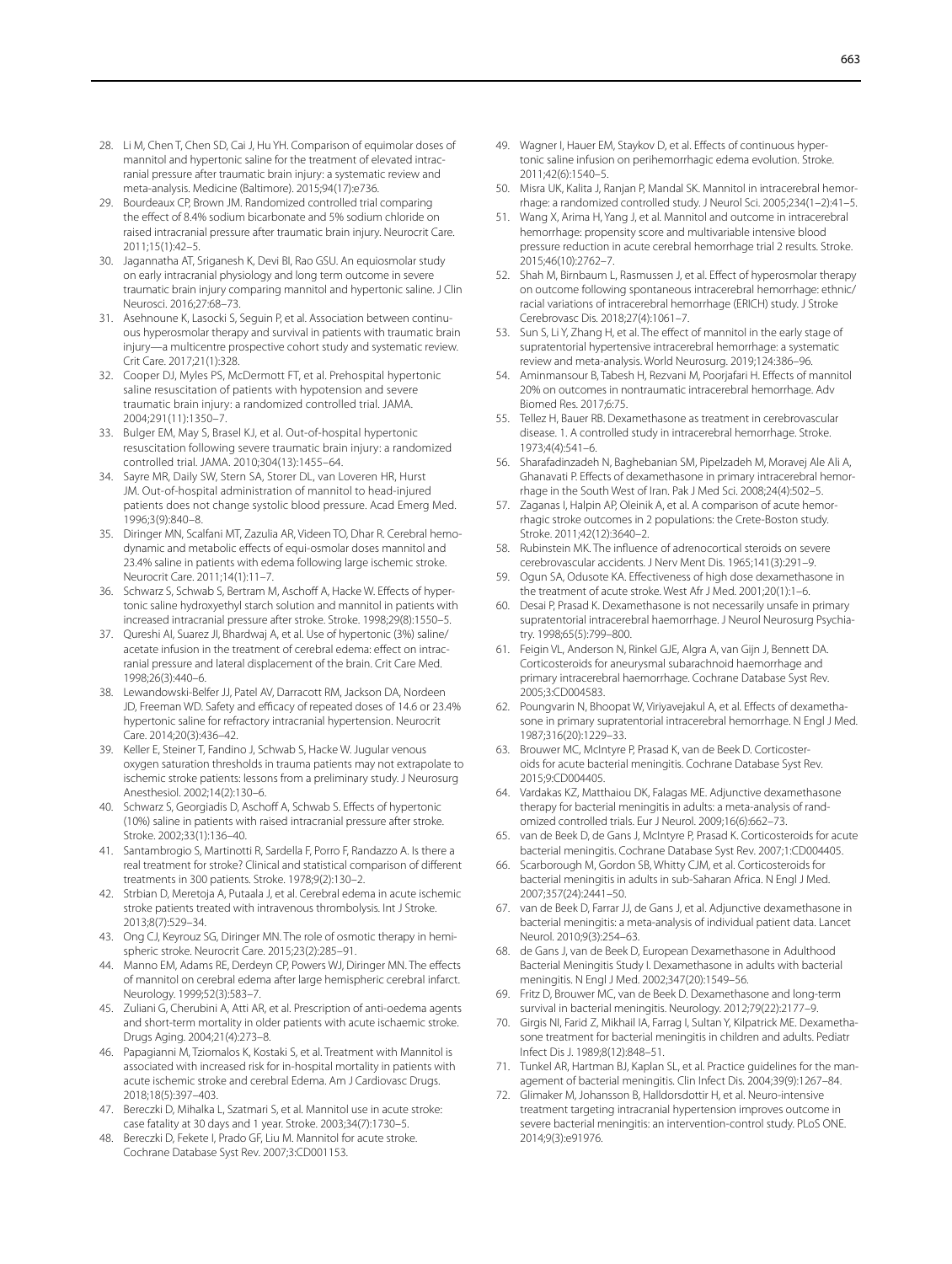28. Li M, Chen T, Chen SD, Cai J, Hu YH. Comparison of equimolar doses of mannitol and hypertonic saline for the treatment of elevated intracranial pressure after traumatic brain injury: a systematic review and meta-analysis. Medicine (Baltimore). 2015;94(17):e736.
29. Bourdeaux CP, Brown JM. Randomized controlled trial comparing the effect of 8.4% sodium bicarbonate and 5% sodium chloride on raised intracranial pressure after traumatic brain injury. Neurocrit Care. 2011;15(1):42–5.
30. Jagannatha AT, Sriganesh K, Devi BI, Rao GSU. An equiosmolar study on early intracranial physiology and long term outcome in severe traumatic brain injury comparing mannitol and hypertonic saline. J Clin Neurosci. 2016;27:68–73.
31. Asehnoune K, Lasocki S, Seguin P, et al. Association between continuous hyperosmolar therapy and survival in patients with traumatic brain injury—a multicentre prospective cohort study and systematic review. Crit Care. 2017;21(1):328.
32. Cooper DJ, Myles PS, McDermott FT, et al. Prehospital hypertonic saline resuscitation of patients with hypotension and severe traumatic brain injury: a randomized controlled trial. JAMA. 2004;291(11):1350–7.
33. Bulger EM, May S, Brasel KJ, et al. Out-of-hospital hypertonic resuscitation following severe traumatic brain injury: a randomized controlled trial. JAMA. 2010;304(13):1455–64.
34. Sayre MR, Daily SW, Stern SA, Storer DL, van Loveren HR, Hurst JM. Out-of-hospital administration of mannitol to head-injured patients does not change systolic blood pressure. Acad Emerg Med. 1996;3(9):840–8.
35. Diringer MN, Scalfani MT, Zazulia AR, Videen TO, Dhar R. Cerebral hemodynamic and metabolic effects of equi-osmolar doses mannitol and 23.4% saline in patients with edema following large ischemic stroke. Neurocrit Care. 2011;14(1):11–7.
36. Schwarz S, Schwab S, Bertram M, Aschoff A, Hacke W. Effects of hypertonic saline hydroxyethyl starch solution and mannitol in patients with increased intracranial pressure after stroke. Stroke. 1998;29(8):1550–5.
37. Qureshi AI, Suarez JI, Bhardwaj A, et al. Use of hypertonic (3%) saline/acetate infusion in the treatment of cerebral edema: effect on intracranial pressure and lateral displacement of the brain. Crit Care Med. 1998;26(3):440–6.
38. Lewandowski-Belfer JJ, Patel AV, Darracott RM, Jackson DA, Nordeen JD, Freeman WD. Safety and efficacy of repeated doses of 14.6 or 23.4% hypertonic saline for refractory intracranial hypertension. Neurocrit Care. 2014;20(3):436–42.
39. Keller E, Steiner T, Fandino J, Schwab S, Hacke W. Jugular venous oxygen saturation thresholds in trauma patients may not extrapolate to ischemic stroke patients: lessons from a preliminary study. J Neurosurg Anesthesiol. 2002;14(2):130–6.
40. Schwarz S, Georgiadis D, Aschoff A, Schwab S. Effects of hypertonic (10%) saline in patients with raised intracranial pressure after stroke. Stroke. 2002;33(1):136–40.
41. Santambrogio S, Martinotti R, Sardella F, Porro F, Randazzo A. Is there a real treatment for stroke? Clinical and statistical comparison of different treatments in 300 patients. Stroke. 1978;9(2):130–2.
42. Strbian D, Meretoja A, Putaala J, et al. Cerebral edema in acute ischemic stroke patients treated with intravenous thrombolysis. Int J Stroke. 2013;8(7):529–34.
43. Ong CJ, Keyrouz SG, Diringer MN. The role of osmotic therapy in hemispheric stroke. Neurocrit Care. 2015;23(2):285–91.
44. Manno EM, Adams RE, Derdeyn CP, Powers WJ, Diringer MN. The effects of mannitol on cerebral edema after large hemispheric cerebral infarct. Neurology. 1999;52(3):583–7.
45. Zuliani G, Cherubini A, Atti AR, et al. Prescription of anti-oedema agents and short-term mortality in older patients with acute ischaemic stroke. Drugs Aging. 2004;21(4):273–8.
46. Papagianni M, Tziomalos K, Kostaki S, et al. Treatment with Mannitol is associated with increased risk for in-hospital mortality in patients with acute ischemic stroke and cerebral Edema. Am J Cardiovasc Drugs. 2018;18(5):397–403.
47. Bereczki D, Mihalka L, Szatmari S, et al. Mannitol use in acute stroke: case fatality at 30 days and 1 year. Stroke. 2003;34(7):1730–5.
48. Bereczki D, Fekete I, Prado GF, Liu M. Mannitol for acute stroke. Cochrane Database Syst Rev. 2007;3:CD001153.
49. Wagner I, Hauer EM, Staykov D, et al. Effects of continuous hypertonic saline infusion on perihemorrhagic edema evolution. Stroke. 2011;42(6):1540–5.
50. Misra UK, Kalita J, Ranjan P, Mandal SK. Mannitol in intracerebral hemorrhage: a randomized controlled study. J Neurol Sci. 2005;234(1–2):41–5.
51. Wang X, Arima H, Yang J, et al. Mannitol and outcome in intracerebral hemorrhage: propensity score and multivariable intensive blood pressure reduction in acute cerebral hemorrhage trial 2 results. Stroke. 2015;46(10):2762–7.
52. Shah M, Birnbaum L, Rasmussen J, et al. Effect of hyperosmolar therapy on outcome following spontaneous intracerebral hemorrhage: ethnic/racial variations of intracerebral hemorrhage (ERICH) study. J Stroke Cerebrovasc Dis. 2018;27(4):1061–7.
53. Sun S, Li Y, Zhang H, et al. The effect of mannitol in the early stage of supratentorial hypertensive intracerebral hemorrhage: a systematic review and meta-analysis. World Neurosurg. 2019;124:386–96.
54. Aminmansour B, Tabesh H, Rezvani M, Poorjafari H. Effects of mannitol 20% on outcomes in nontraumatic intracerebral hemorrhage. Adv Biomed Res. 2017;6:75.
55. Tellez H, Bauer RB. Dexamethasone as treatment in cerebrovascular disease. 1. A controlled study in intracerebral hemorrhage. Stroke. 1973;4(4):541–6.
56. Sharafadinzadeh N, Baghebanian SM, Pipelzadeh M, Moravej Ale Ali A, Ghanavati P. Effects of dexamethasone in primary intracerebral hemorrhage in the South West of Iran. Pak J Med Sci. 2008;24(4):502–5.
57. Zaganas I, Halpin AP, Oleinik A, et al. A comparison of acute hemorrhagic stroke outcomes in 2 populations: the Crete-Boston study. Stroke. 2011;42(12):3640–2.
58. Rubinstein MK. The influence of adrenocortical steroids on severe cerebrovascular accidents. J Nerv Ment Dis. 1965;141(3):291–9.
59. Ogun SA, Odusote KA. Effectiveness of high dose dexamethasone in the treatment of acute stroke. West Afr J Med. 2001;20(1):1–6.
60. Desai P, Prasad K. Dexamethasone is not necessarily unsafe in primary supratentorial intracerebral haemorrhage. J Neurol Neurosurg Psychiatry. 1998;65(5):799–800.
61. Feigin VL, Anderson N, Rinkel GJE, Algra A, van Gijn J, Bennett DA. Corticosteroids for aneurysmal subarachnoid haemorrhage and primary intracerebral haemorrhage. Cochrane Database Syst Rev. 2005;3:CD004583.
62. Poungvarin N, Bhoopat W, Viriyavejakul A, et al. Effects of dexamethasone in primary supratentorial intracerebral hemorrhage. N Engl J Med. 1987;316(20):1229–33.
63. Brouwer MC, McIntyre P, Prasad K, van de Beek D. Corticosteroids for acute bacterial meningitis. Cochrane Database Syst Rev. 2015;9:CD004405.
64. Vardakas KZ, Matthaiou DK, Falagas ME. Adjunctive dexamethasone therapy for bacterial meningitis in adults: a meta-analysis of randomized controlled trials. Eur J Neurol. 2009;16(6):662–73.
65. van de Beek D, de Gans J, McIntyre P, Prasad K. Corticosteroids for acute bacterial meningitis. Cochrane Database Syst Rev. 2007;1:CD004405.
66. Scarborough M, Gordon SB, Whitty CJM, et al. Corticosteroids for bacterial meningitis in adults in sub-Saharan Africa. N Engl J Med. 2007;357(24):2441–50.
67. van de Beek D, Farrar JJ, de Gans J, et al. Adjunctive dexamethasone in bacterial meningitis: a meta-analysis of individual patient data. Lancet Neurol. 2010;9(3):254–63.
68. de Gans J, van de Beek D, European Dexamethasone in Adulthood Bacterial Meningitis Study I. Dexamethasone in adults with bacterial meningitis. N Engl J Med. 2002;347(20):1549–56.
69. Fritz D, Brouwer MC, van de Beek D. Dexamethasone and long-term survival in bacterial meningitis. Neurology. 2012;79(22):2177–9.
70. Girgis NI, Farid Z, Mikhail IA, Farrag I, Sultan Y, Kilpatrick ME. Dexamethasone treatment for bacterial meningitis in children and adults. Pediatr Infect Dis J. 1989;8(12):848–51.
71. Tunkel AR, Hartman BJ, Kaplan SL, et al. Practice guidelines for the management of bacterial meningitis. Clin Infect Dis. 2004;39(9):1267–84.
72. Glimaker M, Johansson B, Halldorsdottir H, et al. Neuro-intensive treatment targeting intracranial hypertension improves outcome in severe bacterial meningitis: an intervention-control study. PLoS ONE. 2014;9(3):e91976.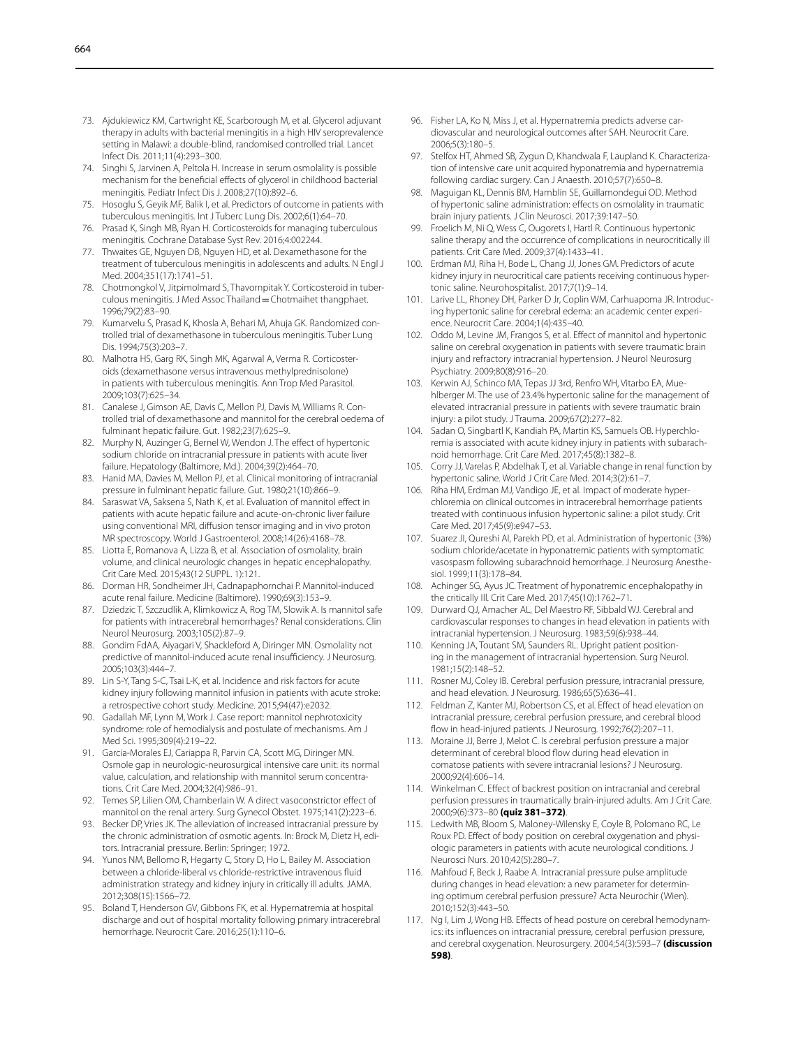73. Ajdukiewicz KM, Cartwright KE, Scarborough M, et al. Glycerol adjuvant therapy in adults with bacterial meningitis in a high HIV seroprevalence setting in Malawi: a double-blind, randomised controlled trial. Lancet Infect Dis. 2011;11(4):293–300.
74. Singhi S, Jarvinen A, Peltola H. Increase in serum osmolality is possible mechanism for the beneficial effects of glycerol in childhood bacterial meningitis. Pediatr Infect Dis J. 2008;27(10):892–6.
75. Hosoglu S, Geyik MF, Balik I, et al. Predictors of outcome in patients with tuberculous meningitis. Int J Tuberc Lung Dis. 2002;6(1):64–70.
76. Prasad K, Singh MB, Ryan H. Corticosteroids for managing tuberculous meningitis. Cochrane Database Syst Rev. 2016;4:002244.
77. Thwaites GE, Nguyen DB, Nguyen HD, et al. Dexamethasone for the treatment of tuberculous meningitis in adolescents and adults. N Engl J Med. 2004;351(17):1741–51.
78. Chotmongkol V, Jitpimolmard S, Thavornpitak Y. Corticosteroid in tuberculous meningitis. J Med Assoc Thailand = Chotmaihet thangphaet. 1996;79(2):83–90.
79. Kumarvelu S, Prasad K, Khosla A, Behari M, Ahuja GK. Randomized controlled trial of dexamethasone in tuberculous meningitis. Tuber Lung Dis. 1994;75(3):203–7.
80. Malhotra HS, Garg RK, Singh MK, Agarwal A, Verma R. Corticosteroids (dexamethasone versus intravenous methylprednisolone) in patients with tuberculous meningitis. Ann Trop Med Parasitol. 2009;103(7):625–34.
81. Canalese J, Gimson AE, Davis C, Mellon PJ, Davis M, Williams R. Controlled trial of dexamethasone and mannitol for the cerebral oedema of fulminant hepatic failure. Gut. 1982;23(7):625–9.
82. Murphy N, Auzinger G, Bernel W, Wendon J. The effect of hypertonic sodium chloride on intracranial pressure in patients with acute liver failure. Hepatology (Baltimore, Md.). 2004;39(2):464–70.
83. Hanid MA, Davies M, Mellon PJ, et al. Clinical monitoring of intracranial pressure in fulminant hepatic failure. Gut. 1980;21(10):866–9.
84. Saraswat VA, Saksena S, Nath K, et al. Evaluation of mannitol effect in patients with acute hepatic failure and acute-on-chronic liver failure using conventional MRI, diffusion tensor imaging and in vivo proton MR spectroscopy. World J Gastroenterol. 2008;14(26):4168–78.
85. Liotta E, Romanova A, Lizza B, et al. Association of osmolality, brain volume, and clinical neurologic changes in hepatic encephalopathy. Crit Care Med. 2015;43(12 SUPPL. 1):121.
86. Dorman HR, Sondheimer JH, Cadnapaphornchai P. Mannitol-induced acute renal failure. Medicine (Baltimore). 1990;69(3):153–9.
87. Dziedzic T, Szczudlik A, Klimkowicz A, Rog TM, Slowik A. Is mannitol safe for patients with intracerebral hemorrhages? Renal considerations. Clin Neurol Neurosurg. 2003;105(2):87–9.
88. Gondim FdAA, Aiyagari V, Shackleford A, Diringer MN. Osmolality not predictive of mannitol-induced acute renal insufficiency. J Neurosurg. 2005;103(3):444–7.
89. Lin S-Y, Tang S-C, Tsai L-K, et al. Incidence and risk factors for acute kidney injury following mannitol infusion in patients with acute stroke: a retrospective cohort study. Medicine. 2015;94(47):e2032.
90. Gadallah MF, Lynn M, Work J. Case report: mannitol nephrotoxicity syndrome: role of hemodialysis and postulate of mechanisms. Am J Med Sci. 1995;309(4):219–22.
91. Garcia-Morales EJ, Cariappa R, Parvin CA, Scott MG, Diringer MN. Osmole gap in neurologic-neurosurgical intensive care unit: its normal value, calculation, and relationship with mannitol serum concentrations. Crit Care Med. 2004;32(4):986–91.
92. Temes SP, Lilien OM, Chamberlain W. A direct vasoconstrictor effect of mannitol on the renal artery. Surg Gynecol Obstet. 1975;141(2):223–6.
93. Becker DP, Vries JK. The alleviation of increased intracranial pressure by the chronic administration of osmotic agents. In: Brock M, Dietz H, editors. Intracranial pressure. Berlin: Springer; 1972.
94. Yunos NM, Bellomo R, Hegarty C, Story D, Ho L, Bailey M. Association between a chloride-liberal vs chloride-restrictive intravenous fluid administration strategy and kidney injury in critically ill adults. JAMA. 2012;308(15):1566–72.
95. Boland T, Henderson GV, Gibbons FK, et al. Hypernatremia at hospital discharge and out of hospital mortality following primary intracerebral hemorrhage. Neurocrit Care. 2016;25(1):110–6.
96. Fisher LA, Ko N, Miss J, et al. Hypernatremia predicts adverse cardiovascular and neurological outcomes after SAH. Neurocrit Care. 2006;5(3):180–5.
97. Stelfox HT, Ahmed SB, Zygun D, Khandwala F, Laupland K. Characterization of intensive care unit acquired hyponatremia and hypernatremia following cardiac surgery. Can J Anaesth. 2010;57(7):650–8.
98. Maguigan KL, Dennis BM, Hamblin SE, Guillamondegui OD. Method of hypertonic saline administration: effects on osmolality in traumatic brain injury patients. J Clin Neurosci. 2017;39:147–50.
99. Froelich M, Ni Q, Wess C, Ougorets I, Hartl R. Continuous hypertonic saline therapy and the occurrence of complications in neurocritically ill patients. Crit Care Med. 2009;37(4):1433–41.
100. Erdman MJ, Riha H, Bode L, Chang JJ, Jones GM. Predictors of acute kidney injury in neurocritical care patients receiving continuous hypertonic saline. Neurohospitalist. 2017;7(1):9–14.
101. Larive LL, Rhoney DH, Parker D Jr, Coplin WM, Carhuapoma JR. Introducing hypertonic saline for cerebral edema: an academic center experience. Neurocrit Care. 2004;1(4):435–40.
102. Oddo M, Levine JM, Frangos S, et al. Effect of mannitol and hypertonic saline on cerebral oxygenation in patients with severe traumatic brain injury and refractory intracranial hypertension. J Neurol Neurosurg Psychiatry. 2009;80(8):916–20.
103. Kerwin AJ, Schinco MA, Tepas JJ 3rd, Renfro WH, Vitarbo EA, Muehlberger M. The use of 23.4% hypertonic saline for the management of elevated intracranial pressure in patients with severe traumatic brain injury: a pilot study. J Trauma. 2009;67(2):277–82.
104. Sadan O, Singbartl K, Kandiah PA, Martin KS, Samuels OB. Hyperchloremia is associated with acute kidney injury in patients with subarachnoid hemorrhage. Crit Care Med. 2017;45(8):1382–8.
105. Corry JJ, Varelas P, Abdelhak T, et al. Variable change in renal function by hypertonic saline. World J Crit Care Med. 2014;3(2):61–7.
106. Riha HM, Erdman MJ, Vandigo JE, et al. Impact of moderate hyperchloremia on clinical outcomes in intracerebral hemorrhage patients treated with continuous infusion hypertonic saline: a pilot study. Crit Care Med. 2017;45(9):e947–53.
107. Suarez JI, Qureshi AI, Parekh PD, et al. Administration of hypertonic (3%) sodium chloride/acetate in hyponatremic patients with symptomatic vasospasm following subarachnoid hemorrhage. J Neurosurg Anesthesiol. 1999;11(3):178–84.
108. Achinger SG, Ayus JC. Treatment of hyponatremic encephalopathy in the critically Ill. Crit Care Med. 2017;45(10):1762–71.
109. Durward QJ, Amacher AL, Del Maestro RF, Sibbald WJ. Cerebral and cardiovascular responses to changes in head elevation in patients with intracranial hypertension. J Neurosurg. 1983;59(6):938–44.
110. Kenning JA, Toutant SM, Saunders RL. Upright patient positioning in the management of intracranial hypertension. Surg Neurol. 1981;15(2):148–52.
111. Rosner MJ, Coley IB. Cerebral perfusion pressure, intracranial pressure, and head elevation. J Neurosurg. 1986;65(5):636–41.
112. Feldman Z, Kanter MJ, Robertson CS, et al. Effect of head elevation on intracranial pressure, cerebral perfusion pressure, and cerebral blood flow in head-injured patients. J Neurosurg. 1992;76(2):207–11.
113. Moraine JJ, Berre J, Melot C. Is cerebral perfusion pressure a major determinant of cerebral blood flow during head elevation in comatose patients with severe intracranial lesions? J Neurosurg. 2000;92(4):606–14.
114. Winkelman C. Effect of backrest position on intracranial and cerebral perfusion pressures in traumatically brain-injured adults. Am J Crit Care. 2000;9(6):373–80 **(quiz 381–372)**.
115. Ledwith MB, Bloom S, Maloney-Wilensky E, Coyle B, Polomano RC, Le Roux PD. Effect of body position on cerebral oxygenation and physiologic parameters in patients with acute neurological conditions. J Neurosci Nurs. 2010;42(5):280–7.
116. Mahfoud F, Beck J, Raabe A. Intracranial pressure pulse amplitude during changes in head elevation: a new parameter for determining optimum cerebral perfusion pressure? Acta Neurochir (Wien). 2010;152(3):443–50.
117. Ng I, Lim J, Wong HB. Effects of head posture on cerebral hemodynamics: its influences on intracranial pressure, cerebral perfusion pressure, and cerebral oxygenation. Neurosurgery. 2004;54(3):593–7 **(discussion 598)**.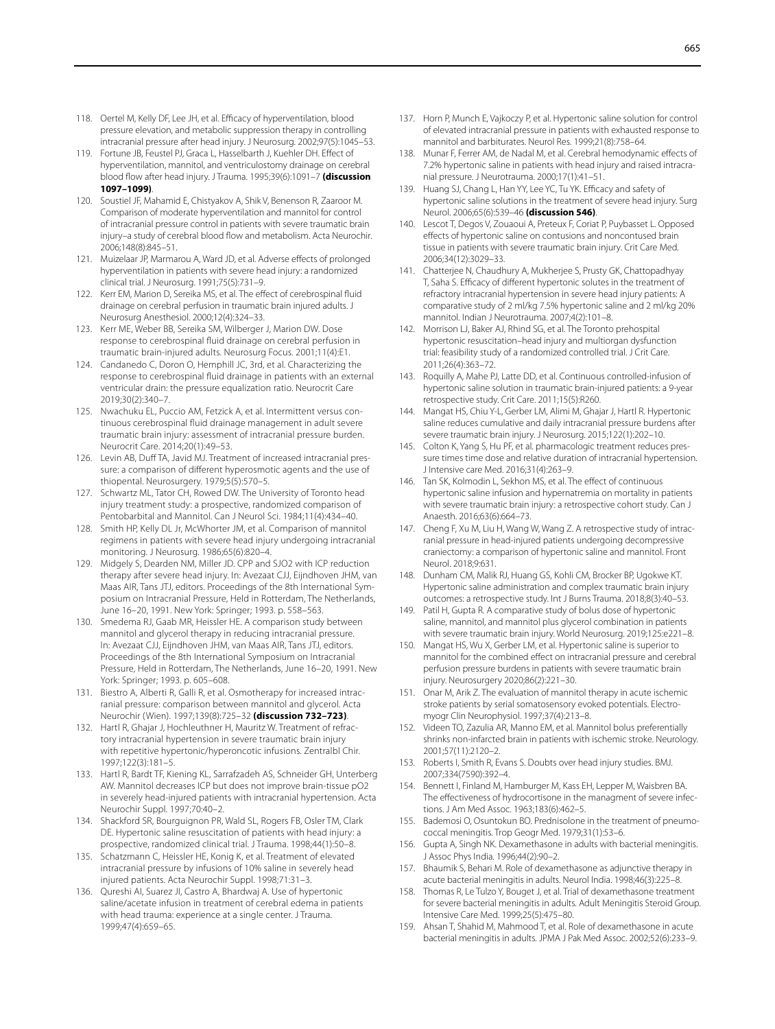118. Oertel M, Kelly DF, Lee JH, et al. Efficacy of hyperventilation, blood pressure elevation, and metabolic suppression therapy in controlling intracranial pressure after head injury. J Neurosurg. 2002;97(5):1045–53.
119. Fortune JB, Feustel PJ, Graca L, Hasselbarth J, Kuehler DH. Effect of hyperventilation, mannitol, and ventriculostomy drainage on cerebral blood flow after head injury. J Trauma. 1995;39(6):1091–7 **(discussion 1097–1099)**.
120. Soustiel JF, Mahamid E, Chistyakov A, Shik V, Benenson R, Zaaroor M. Comparison of moderate hyperventilation and mannitol for control of intracranial pressure control in patients with severe traumatic brain injury–a study of cerebral blood flow and metabolism. Acta Neurochir. 2006;148(8):845–51.
121. Muizelaar JP, Marmarou A, Ward JD, et al. Adverse effects of prolonged hyperventilation in patients with severe head injury: a randomized clinical trial. J Neurosurg. 1991;75(5):731–9.
122. Kerr EM, Marion D, Sereika MS, et al. The effect of cerebrospinal fluid drainage on cerebral perfusion in traumatic brain injured adults. J Neurosurg Anesthesiol. 2000;12(4):324–33.
123. Kerr ME, Weber BB, Sereika SM, Wilberger J, Marion DW. Dose response to cerebrospinal fluid drainage on cerebral perfusion in traumatic brain-injured adults. Neurosurg Focus. 2001;11(4):E1.
124. Candanedo C, Doron O, Hemphill JC, 3rd, et al. Characterizing the response to cerebrospinal fluid drainage in patients with an external ventricular drain: the pressure equalization ratio. Neurocrit Care 2019;30(2):340–7.
125. Nwachuku EL, Puccio AM, Fetzick A, et al. Intermittent versus continuous cerebrospinal fluid drainage management in adult severe traumatic brain injury: assessment of intracranial pressure burden. Neurocrit Care. 2014;20(1):49–53.
126. Levin AB, Duff TA, Javid MJ. Treatment of increased intracranial pressure: a comparison of different hyperosmotic agents and the use of thiopental. Neurosurgery. 1979;5(5):570–5.
127. Schwartz ML, Tator CH, Rowed DW. The University of Toronto head injury treatment study: a prospective, randomized comparison of Pentobarbital and Mannitol. Can J Neurol Sci. 1984;11(4):434–40.
128. Smith HP, Kelly DL Jr, McWhorter JM, et al. Comparison of mannitol regimens in patients with severe head injury undergoing intracranial monitoring. J Neurosurg. 1986;65(6):820–4.
129. Midgely S, Dearden NM, Miller JD. CPP and SJO2 with ICP reduction therapy after severe head injury. In: Avezaat CJJ, Eijndhoven JHM, van Maas AIR, Tans JTJ, editors. Proceedings of the 8th International Symposium on Intracranial Pressure, Held in Rotterdam, The Netherlands, June 16–20, 1991. New York: Springer; 1993. p. 558–563.
130. Smedema RJ, Gaab MR, Heissler HE. A comparison study between mannitol and glycerol therapy in reducing intracranial pressure. In: Avezaat CJJ, Eijndhoven JHM, van Maas AIR, Tans JTJ, editors. Proceedings of the 8th International Symposium on Intracranial Pressure, Held in Rotterdam, The Netherlands, June 16–20, 1991. New York: Springer; 1993. p. 605–608.
131. Biestro A, Alberti R, Galli R, et al. Osmotherapy for increased intracranial pressure: comparison between mannitol and glycerol. Acta Neurochir (Wien). 1997;139(8):725–32 **(discussion 732–723)**.
132. Hartl R, Ghajar J, Hochleuthner H, Mauritz W. Treatment of refractory intracranial hypertension in severe traumatic brain injury with repetitive hypertonic/hyperoncotic infusions. Zentralbl Chir. 1997;122(3):181–5.
133. Hartl R, Bardt TF, Kiening KL, Sarrafzadeh AS, Schneider GH, Unterberg AW. Mannitol decreases ICP but does not improve brain-tissue pO2 in severely head-injured patients with intracranial hypertension. Acta Neurochir Suppl. 1997;70:40–2.
134. Shackford SR, Bourguignon PR, Wald SL, Rogers FB, Osler TM, Clark DE. Hypertonic saline resuscitation of patients with head injury: a prospective, randomized clinical trial. J Trauma. 1998;44(1):50–8.
135. Schatzmann C, Heissler HE, Konig K, et al. Treatment of elevated intracranial pressure by infusions of 10% saline in severely head injured patients. Acta Neurochir Suppl. 1998;71:31–3.
136. Qureshi AI, Suarez JI, Castro A, Bhardwaj A. Use of hypertonic saline/acetate infusion in treatment of cerebral edema in patients with head trauma: experience at a single center. J Trauma. 1999;47(4):659–65.
137. Horn P, Munch E, Vajkoczy P, et al. Hypertonic saline solution for control of elevated intracranial pressure in patients with exhausted response to mannitol and barbiturates. Neurol Res. 1999;21(8):758–64.
138. Munar F, Ferrer AM, de Nadal M, et al. Cerebral hemodynamic effects of 7.2% hypertonic saline in patients with head injury and raised intracranial pressure. J Neurotrauma. 2000;17(1):41–51.
139. Huang SJ, Chang L, Han YY, Lee YC, Tu YK. Efficacy and safety of hypertonic saline solutions in the treatment of severe head injury. Surg Neurol. 2006;65(6):539–46 **(discussion 546)**.
140. Lescot T, Degos V, Zouaoui A, Preteux F, Coriat P, Puybasset L. Opposed effects of hypertonic saline on contusions and noncontused brain tissue in patients with severe traumatic brain injury. Crit Care Med. 2006;34(12):3029–33.
141. Chatterjee N, Chaudhury A, Mukherjee S, Prusty GK, Chattopadhyay T, Saha S. Efficacy of different hypertonic solutes in the treatment of refractory intracranial hypertension in severe head injury patients: A comparative study of 2 ml/kg 7.5% hypertonic saline and 2 ml/kg 20% mannitol. Indian J Neurotrauma. 2007;4(2):101–8.
142. Morrison LJ, Baker AJ, Rhind SG, et al. The Toronto prehospital hypertonic resuscitation–head injury and multiorgan dysfunction trial: feasibility study of a randomized controlled trial. J Crit Care. 2011;26(4):363–72.
143. Roquilly A, Mahe PJ, Latte DD, et al. Continuous controlled-infusion of hypertonic saline solution in traumatic brain-injured patients: a 9-year retrospective study. Crit Care. 2011;15(5):R260.
144. Mangat HS, Chiu Y-L, Gerber LM, Alimi M, Ghajar J, Hartl R. Hypertonic saline reduces cumulative and daily intracranial pressure burdens after severe traumatic brain injury. J Neurosurg. 2015;122(1):202–10.
145. Colton K, Yang S, Hu PF, et al. pharmacologic treatment reduces pressure times time dose and relative duration of intracranial hypertension. J Intensive care Med. 2016;31(4):263–9.
146. Tan SK, Kolmodin L, Sekhon MS, et al. The effect of continuous hypertonic saline infusion and hypernatremia on mortality in patients with severe traumatic brain injury: a retrospective cohort study. Can J Anaesth. 2016;63(6):664–73.
147. Cheng F, Xu M, Liu H, Wang W, Wang Z. A retrospective study of intracranial pressure in head-injured patients undergoing decompressive craniectomy: a comparison of hypertonic saline and mannitol. Front Neurol. 2018;9:631.
148. Dunham CM, Malik RJ, Huang GS, Kohli CM, Brocker BP, Ugokwe KT. Hypertonic saline administration and complex traumatic brain injury outcomes: a retrospective study. Int J Burns Trauma. 2018;8(3):40–53.
149. Patil H, Gupta R. A comparative study of bolus dose of hypertonic saline, mannitol, and mannitol plus glycerol combination in patients with severe traumatic brain injury. World Neurosurg. 2019;125:e221–8.
150. Mangat HS, Wu X, Gerber LM, et al. Hypertonic saline is superior to mannitol for the combined effect on intracranial pressure and cerebral perfusion pressure burdens in patients with severe traumatic brain injury. Neurosurgery 2020;86(2):221–30.
151. Onar M, Arik Z. The evaluation of mannitol therapy in acute ischemic stroke patients by serial somatosensory evoked potentials. Electromyogr Clin Neurophysiol. 1997;37(4):213–8.
152. Videen TO, Zazulia AR, Manno EM, et al. Mannitol bolus preferentially shrinks non-infarcted brain in patients with ischemic stroke. Neurology. 2001;57(11):2120–2.
153. Roberts I, Smith R, Evans S. Doubts over head injury studies. BMJ. 2007;334(7590):392–4.
154. Bennett I, Finland M, Hamburger M, Kass EH, Lepper M, Waisbren BA. The effectiveness of hydrocortisone in the managment of severe infections. J Am Med Assoc. 1963;183(6):462–5.
155. Bademosi O, Osuntokun BO. Prednisolone in the treatment of pneumococcal meningitis. Trop Geogr Med. 1979;31(1):53–6.
156. Gupta A, Singh NK. Dexamethasone in adults with bacterial meningitis. J Assoc Phys India. 1996;44(2):90–2.
157. Bhaumik S, Behari M. Role of dexamethasone as adjunctive therapy in acute bacterial meningitis in adults. Neurol India. 1998;46(3):225–8.
158. Thomas R, Le Tulzo Y, Bouget J, et al. Trial of dexamethasone treatment for severe bacterial meningitis in adults. Adult Meningitis Steroid Group. Intensive Care Med. 1999;25(5):475–80.
159. Ahsan T, Shahid M, Mahmood T, et al. Role of dexamethasone in acute bacterial meningitis in adults. JPMA J Pak Med Assoc. 2002;52(6):233–9.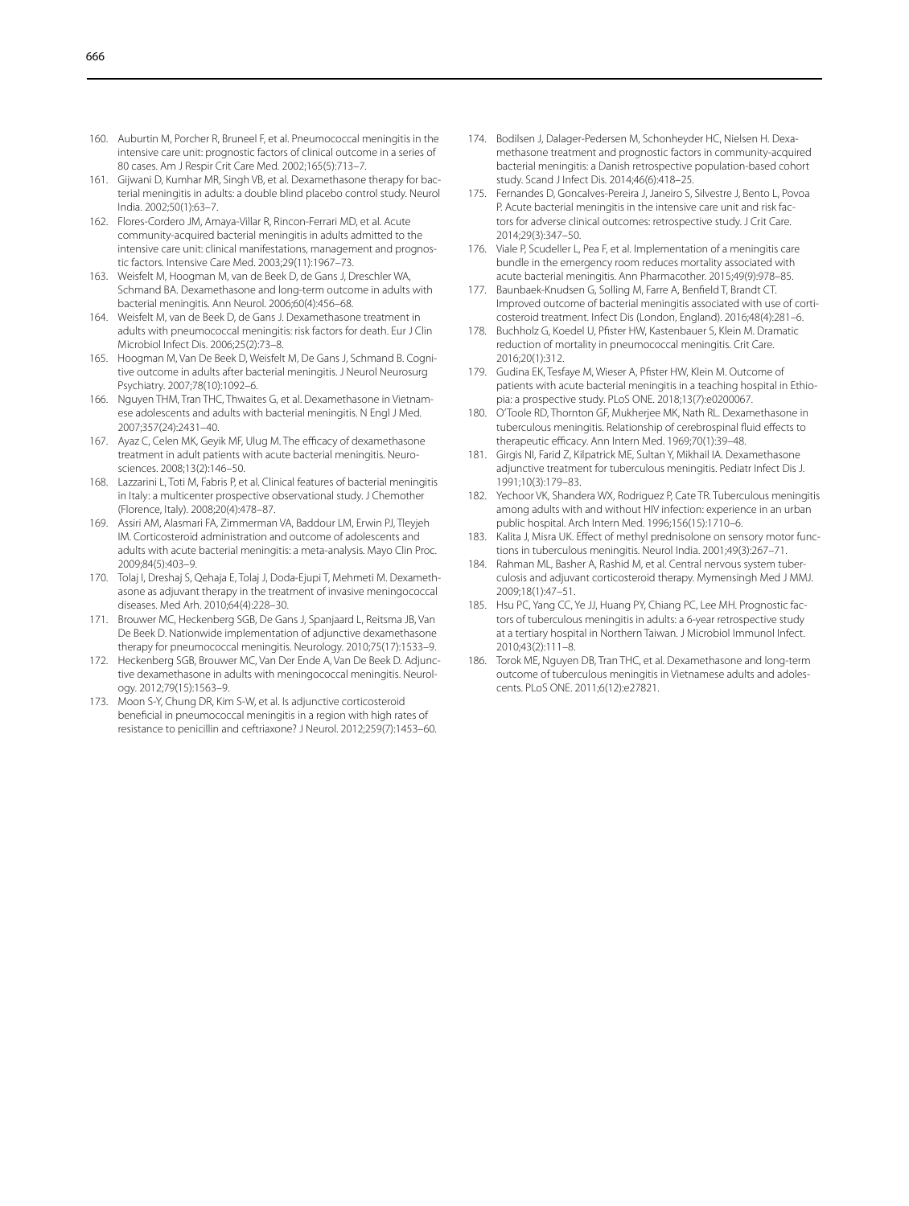160. Auburtin M, Porcher R, Bruneel F, et al. Pneumococcal meningitis in the intensive care unit: prognostic factors of clinical outcome in a series of 80 cases. Am J Respir Crit Care Med. 2002;165(5):713–7.
161. Gijwani D, Kumhar MR, Singh VB, et al. Dexamethasone therapy for bacterial meningitis in adults: a double blind placebo control study. Neurol India. 2002;50(1):63–7.
162. Flores-Cordero JM, Amaya-Villar R, Rincon-Ferrari MD, et al. Acute community-acquired bacterial meningitis in adults admitted to the intensive care unit: clinical manifestations, management and prognostic factors. Intensive Care Med. 2003;29(11):1967–73.
163. Weisfelt M, Hoogman M, van de Beek D, de Gans J, Dreschler WA, Schmand BA. Dexamethasone and long-term outcome in adults with bacterial meningitis. Ann Neurol. 2006;60(4):456–68.
164. Weisfelt M, van de Beek D, de Gans J. Dexamethasone treatment in adults with pneumococcal meningitis: risk factors for death. Eur J Clin Microbiol Infect Dis. 2006;25(2):73–8.
165. Hoogman M, Van De Beek D, Weisfelt M, De Gans J, Schmand B. Cognitive outcome in adults after bacterial meningitis. J Neurol Neurosurg Psychiatry. 2007;78(10):1092–6.
166. Nguyen THM, Tran THC, Thwaites G, et al. Dexamethasone in Vietnamese adolescents and adults with bacterial meningitis. N Engl J Med. 2007;357(24):2431–40.
167. Ayaz C, Celen MK, Geyik MF, Ulug M. The efficacy of dexamethasone treatment in adult patients with acute bacterial meningitis. Neurosciences. 2008;13(2):146–50.
168. Lazzarini L, Toti M, Fabris P, et al. Clinical features of bacterial meningitis in Italy: a multicenter prospective observational study. J Chemother (Florence, Italy). 2008;20(4):478–87.
169. Assiri AM, Alasmari FA, Zimmerman VA, Baddour LM, Erwin PJ, Tleyjeh IM. Corticosteroid administration and outcome of adolescents and adults with acute bacterial meningitis: a meta-analysis. Mayo Clin Proc. 2009;84(5):403–9.
170. Tolaj I, Dreshaj S, Qehaja E, Tolaj J, Doda-Ejupi T, Mehmeti M. Dexamethasone as adjuvant therapy in the treatment of invasive meningococcal diseases. Med Arh. 2010;64(4):228–30.
171. Brouwer MC, Heckenberg SGB, De Gans J, Spanjaard L, Reitsma JB, Van De Beek D. Nationwide implementation of adjunctive dexamethasone therapy for pneumococcal meningitis. Neurology. 2010;75(17):1533–9.
172. Heckenberg SGB, Brouwer MC, Van Der Ende A, Van De Beek D. Adjunctive dexamethasone in adults with meningococcal meningitis. Neurology. 2012;79(15):1563–9.
173. Moon S-Y, Chung DR, Kim S-W, et al. Is adjunctive corticosteroid beneficial in pneumococcal meningitis in a region with high rates of resistance to penicillin and ceftriaxone? J Neurol. 2012;259(7):1453–60.
174. Bodilsen J, Dalager-Pedersen M, Schonheyder HC, Nielsen H. Dexamethasone treatment and prognostic factors in community-acquired bacterial meningitis: a Danish retrospective population-based cohort study. Scand J Infect Dis. 2014;46(6):418–25.
175. Fernandes D, Goncalves-Pereira J, Janeiro S, Silvestre J, Bento L, Povoa P. Acute bacterial meningitis in the intensive care unit and risk factors for adverse clinical outcomes: retrospective study. J Crit Care. 2014;29(3):347–50.
176. Viale P, Scudeller L, Pea F, et al. Implementation of a meningitis care bundle in the emergency room reduces mortality associated with acute bacterial meningitis. Ann Pharmacother. 2015;49(9):978–85.
177. Baunbaek-Knudsen G, Solling M, Farre A, Benfield T, Brandt CT. Improved outcome of bacterial meningitis associated with use of corticosteroid treatment. Infect Dis (London, England). 2016;48(4):281–6.
178. Buchholz G, Koedel U, Pfister HW, Kastenbauer S, Klein M. Dramatic reduction of mortality in pneumococcal meningitis. Crit Care. 2016;20(1):312.
179. Gudina EK, Tesfaye M, Wieser A, Pfister HW, Klein M. Outcome of patients with acute bacterial meningitis in a teaching hospital in Ethiopia: a prospective study. PLoS ONE. 2018;13(7):e0200067.
180. O'Toole RD, Thornton GF, Mukherjee MK, Nath RL. Dexamethasone in tuberculous meningitis. Relationship of cerebrospinal fluid effects to therapeutic efficacy. Ann Intern Med. 1969;70(1):39–48.
181. Girgis NI, Farid Z, Kilpatrick ME, Sultan Y, Mikhail IA. Dexamethasone adjunctive treatment for tuberculous meningitis. Pediatr Infect Dis J. 1991;10(3):179–83.
182. Yechoor VK, Shandera WX, Rodriguez P, Cate TR. Tuberculous meningitis among adults with and without HIV infection: experience in an urban public hospital. Arch Intern Med. 1996;156(15):1710–6.
183. Kalita J, Misra UK. Effect of methyl prednisolone on sensory motor functions in tuberculous meningitis. Neurol India. 2001;49(3):267–71.
184. Rahman ML, Basher A, Rashid M, et al. Central nervous system tuberculosis and adjuvant corticosteroid therapy. Mymensingh Med J MMJ. 2009;18(1):47–51.
185. Hsu PC, Yang CC, Ye JJ, Huang PY, Chiang PC, Lee MH. Prognostic factors of tuberculous meningitis in adults: a 6-year retrospective study at a tertiary hospital in Northern Taiwan. J Microbiol Immunol Infect. 2010;43(2):111–8.
186. Torok ME, Nguyen DB, Tran THC, et al. Dexamethasone and long-term outcome of tuberculous meningitis in Vietnamese adults and adolescents. PLoS ONE. 2011;6(12):e27821.